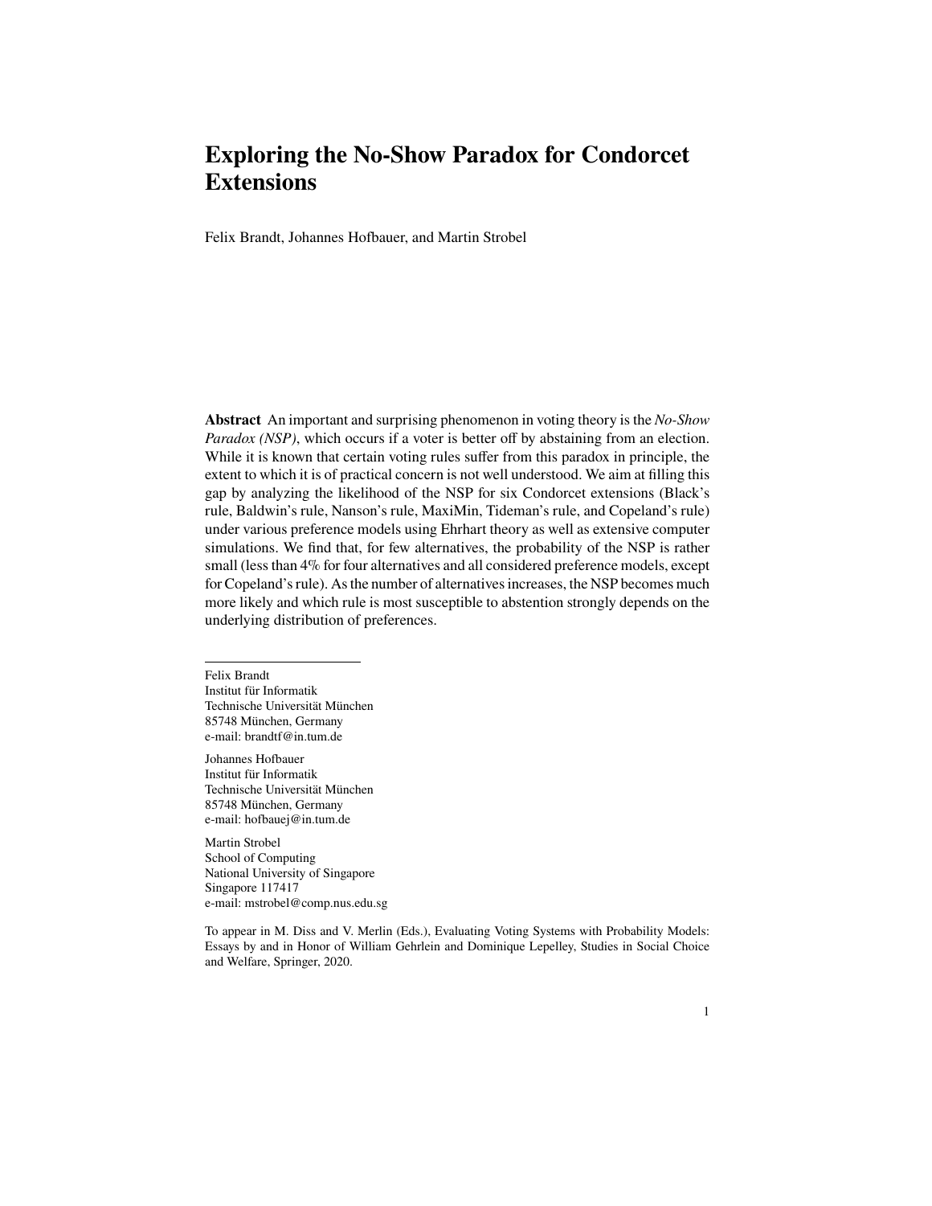# Exploring the No-Show Paradox for Condorcet Extensions

Felix Brandt, Johannes Hofbauer, and Martin Strobel

**Abstract** An important and surprising phenomenon in voting theory is the *No-Show Paradox (NSP)*, which occurs if a voter is better off by abstaining from an election. While it is known that certain voting rules suffer from this paradox in principle, the extent to which it is of practical concern is not well understood. We aim at filling this gap by analyzing the likelihood of the NSP for six Condorcet extensions (Black's rule, Baldwin's rule, Nanson's rule, MaxiMin, Tideman's rule, and Copeland's rule) under various preference models using Ehrhart theory as well as extensive computer simulations. We find that, for few alternatives, the probability of the NSP is rather small (less than 4% for four alternatives and all considered preference models, except for Copeland's rule). As the number of alternatives increases, the NSP becomes much more likely and which rule is most susceptible to abstention strongly depends on the underlying distribution of preferences.

---

Felix Brandt
Institut für Informatik
Technische Universität München
85748 München, Germany
e-mail: brandtf@in.tum.de

Johannes Hofbauer
Institut für Informatik
Technische Universität München
85748 München, Germany
e-mail: hofbauej@in.tum.de

Martin Strobel
School of Computing
National University of Singapore
Singapore 117417
e-mail: mstrobel@comp.nus.edu.sg

To appear in M. Diss and V. Merlin (Eds.), Evaluating Voting Systems with Probability Models: Essays by and in Honor of William Gehrlein and Dominique Lepelley, Studies in Social Choice and Welfare, Springer, 2020.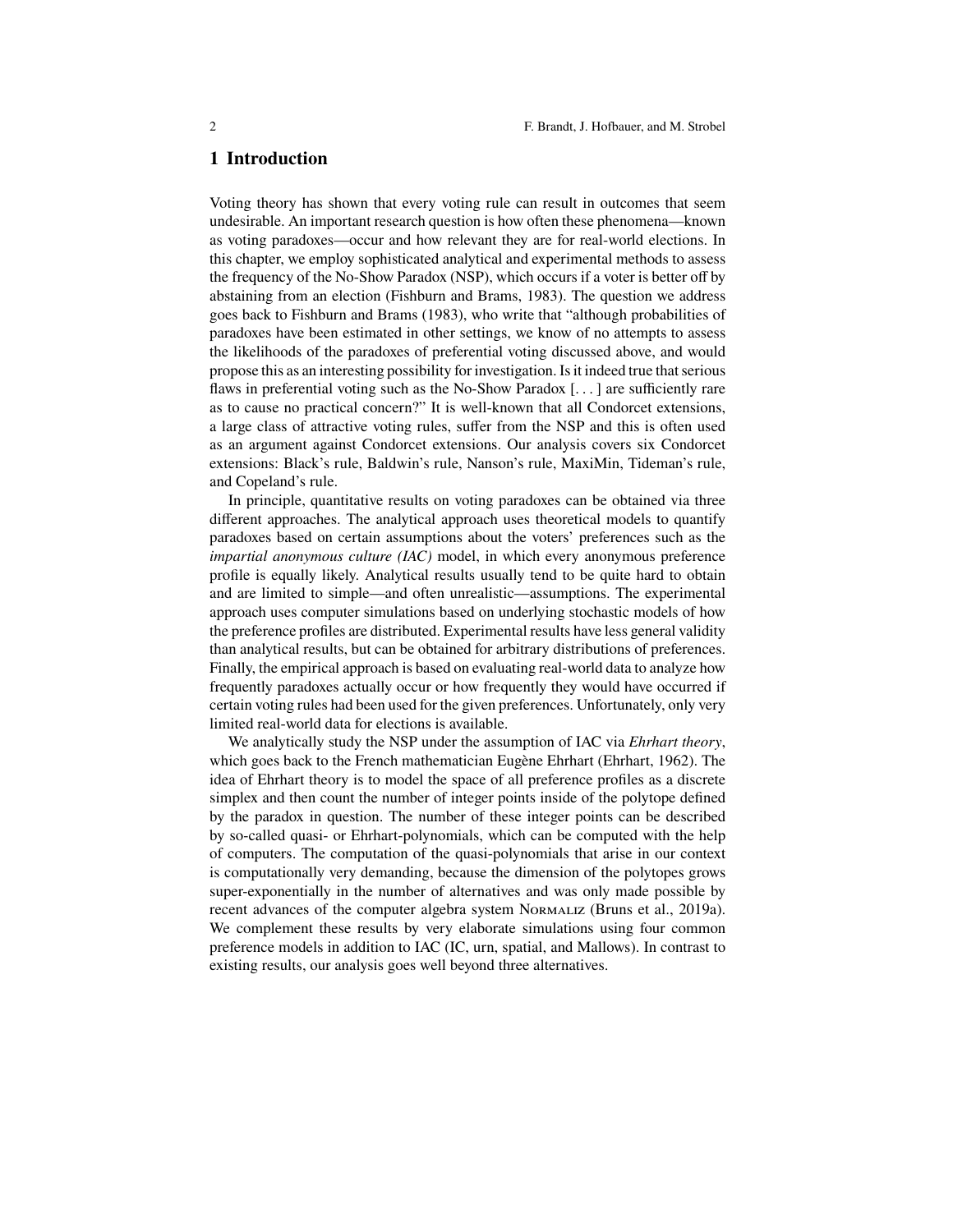## 1 Introduction

Voting theory has shown that every voting rule can result in outcomes that seem undesirable. An important research question is how often these phenomena—known as voting paradoxes—occur and how relevant they are for real-world elections. In this chapter, we employ sophisticated analytical and experimental methods to assess the frequency of the No-Show Paradox (NSP), which occurs if a voter is better off by abstaining from an election (Fishburn and Brams, 1983). The question we address goes back to Fishburn and Brams (1983), who write that "although probabilities of paradoxes have been estimated in other settings, we know of no attempts to assess the likelihoods of the paradoxes of preferential voting discussed above, and would propose this as an interesting possibility for investigation. Is it indeed true that serious flaws in preferential voting such as the No-Show Paradox [. . . ] are sufficiently rare as to cause no practical concern?" It is well-known that all Condorcet extensions, a large class of attractive voting rules, suffer from the NSP and this is often used as an argument against Condorcet extensions. Our analysis covers six Condorcet extensions: Black's rule, Baldwin's rule, Nanson's rule, MaxiMin, Tideman's rule, and Copeland's rule.

In principle, quantitative results on voting paradoxes can be obtained via three different approaches. The analytical approach uses theoretical models to quantify paradoxes based on certain assumptions about the voters' preferences such as the *impartial anonymous culture (IAC)* model, in which every anonymous preference profile is equally likely. Analytical results usually tend to be quite hard to obtain and are limited to simple—and often unrealistic—assumptions. The experimental approach uses computer simulations based on underlying stochastic models of how the preference profiles are distributed. Experimental results have less general validity than analytical results, but can be obtained for arbitrary distributions of preferences. Finally, the empirical approach is based on evaluating real-world data to analyze how frequently paradoxes actually occur or how frequently they would have occurred if certain voting rules had been used for the given preferences. Unfortunately, only very limited real-world data for elections is available.

We analytically study the NSP under the assumption of IAC via *Ehrhart theory*, which goes back to the French mathematician Eugène Ehrhart (Ehrhart, 1962). The idea of Ehrhart theory is to model the space of all preference profiles as a discrete simplex and then count the number of integer points inside of the polytope defined by the paradox in question. The number of these integer points can be described by so-called quasi- or Ehrhart-polynomials, which can be computed with the help of computers. The computation of the quasi-polynomials that arise in our context is computationally very demanding, because the dimension of the polytopes grows super-exponentially in the number of alternatives and was only made possible by recent advances of the computer algebra system NORMALIZ (Bruns et al., 2019a). We complement these results by very elaborate simulations using four common preference models in addition to IAC (IC, urn, spatial, and Mallows). In contrast to existing results, our analysis goes well beyond three alternatives.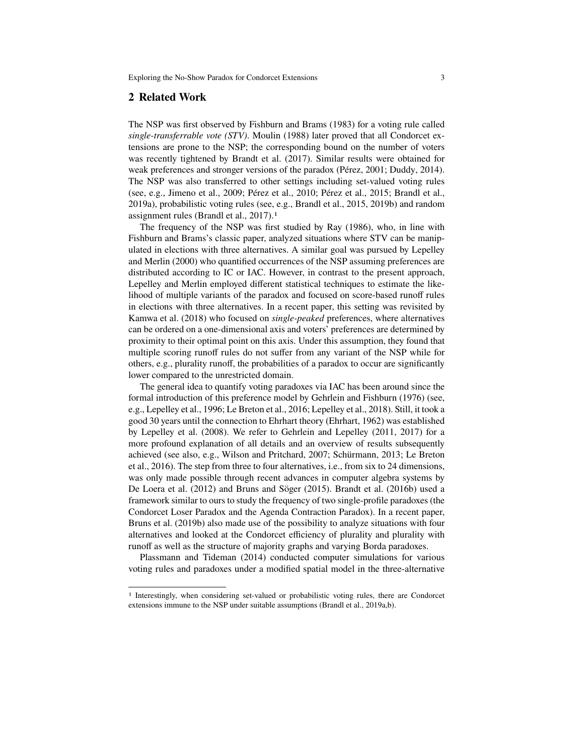## 2 Related Work

The NSP was first observed by Fishburn and Brams (1983) for a voting rule called *single-transferrable vote (STV)*. Moulin (1988) later proved that all Condorcet extensions are prone to the NSP; the corresponding bound on the number of voters was recently tightened by Brandt et al. (2017). Similar results were obtained for weak preferences and stronger versions of the paradox (Pérez, 2001; Duddy, 2014). The NSP was also transferred to other settings including set-valued voting rules (see, e.g., Jimeno et al., 2009; Pérez et al., 2010; Pérez et al., 2015; Brandl et al., 2019a), probabilistic voting rules (see, e.g., Brandl et al., 2015, 2019b) and random assignment rules (Brandl et al., 2017).[1]

The frequency of the NSP was first studied by Ray (1986), who, in line with Fishburn and Brams's classic paper, analyzed situations where STV can be manipulated in elections with three alternatives. A similar goal was pursued by Lepelley and Merlin (2000) who quantified occurrences of the NSP assuming preferences are distributed according to IC or IAC. However, in contrast to the present approach, Lepelley and Merlin employed different statistical techniques to estimate the likelihood of multiple variants of the paradox and focused on score-based runoff rules in elections with three alternatives. In a recent paper, this setting was revisited by Kamwa et al. (2018) who focused on *single-peaked* preferences, where alternatives can be ordered on a one-dimensional axis and voters' preferences are determined by proximity to their optimal point on this axis. Under this assumption, they found that multiple scoring runoff rules do not suffer from any variant of the NSP while for others, e.g., plurality runoff, the probabilities of a paradox to occur are significantly lower compared to the unrestricted domain.

The general idea to quantify voting paradoxes via IAC has been around since the formal introduction of this preference model by Gehrlein and Fishburn (1976) (see, e.g., Lepelley et al., 1996; Le Breton et al., 2016; Lepelley et al., 2018). Still, it took a good 30 years until the connection to Ehrhart theory (Ehrhart, 1962) was established by Lepelley et al. (2008). We refer to Gehrlein and Lepelley (2011, 2017) for a more profound explanation of all details and an overview of results subsequently achieved (see also, e.g., Wilson and Pritchard, 2007; Schürmann, 2013; Le Breton et al., 2016). The step from three to four alternatives, i.e., from six to 24 dimensions, was only made possible through recent advances in computer algebra systems by De Loera et al. (2012) and Bruns and Söger (2015). Brandt et al. (2016b) used a framework similar to ours to study the frequency of two single-profile paradoxes (the Condorcet Loser Paradox and the Agenda Contraction Paradox). In a recent paper, Bruns et al. (2019b) also made use of the possibility to analyze situations with four alternatives and looked at the Condorcet efficiency of plurality and plurality with runoff as well as the structure of majority graphs and varying Borda paradoxes.

Plassmann and Tideman (2014) conducted computer simulations for various voting rules and paradoxes under a modified spatial model in the three-alternative

[1] Interestingly, when considering set-valued or probabilistic voting rules, there are Condorcet extensions immune to the NSP under suitable assumptions (Brandl et al., 2019a,b).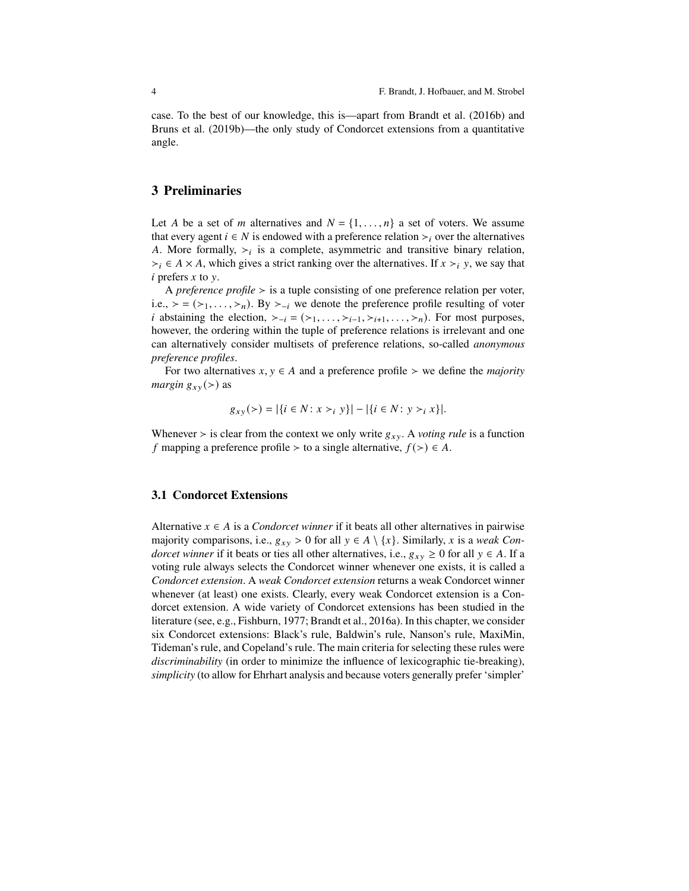case. To the best of our knowledge, this is—apart from Brandt et al. (2016b) and Bruns et al. (2019b)—the only study of Condorcet extensions from a quantitative angle.

## 3 Preliminaries

Let $A$ be a set of $m$ alternatives and $N = \{1, \ldots, n\}$ a set of voters. We assume that every agent $i \in N$ is endowed with a preference relation $\succ_i$ over the alternatives $A$. More formally, $\succ_i$ is a complete, asymmetric and transitive binary relation, $\succ_i \in A \times A$, which gives a strict ranking over the alternatives. If $x \succ_i y$, we say that $i$ prefers $x$ to $y$.

A *preference profile* $\succ$ is a tuple consisting of one preference relation per voter, i.e., $\succ = (\succ_1, \ldots, \succ_n)$. By $\succ_{-i}$ we denote the preference profile resulting of voter $i$ abstaining the election, $\succ_{-i} = (\succ_1, \ldots, \succ_{i-1}, \succ_{i+1}, \ldots, \succ_n)$. For most purposes, however, the ordering within the tuple of preference relations is irrelevant and one can alternatively consider multisets of preference relations, so-called *anonymous preference profiles*.

For two alternatives $x, y \in A$ and a preference profile $\succ$ we define the *majority margin* $g_{xy}(\succ)$ as

$$g_{xy}(\succ) = |\{i \in N : x \succ_i y\}| - |\{i \in N : y \succ_i x\}|.$$

Whenever $\succ$ is clear from the context we only write $g_{xy}$. A *voting rule* is a function $f$ mapping a preference profile $\succ$ to a single alternative, $f(\succ) \in A$.

### 3.1 Condorcet Extensions

Alternative $x \in A$ is a *Condorcet winner* if it beats all other alternatives in pairwise majority comparisons, i.e., $g_{xy} > 0$ for all $y \in A \setminus \{x\}$. Similarly, $x$ is a *weak Condorcet winner* if it beats or ties all other alternatives, i.e., $g_{xy} \geq 0$ for all $y \in A$. If a voting rule always selects the Condorcet winner whenever one exists, it is called a *Condorcet extension*. A *weak Condorcet extension* returns a weak Condorcet winner whenever (at least) one exists. Clearly, every weak Condorcet extension is a Condorcet extension. A wide variety of Condorcet extensions has been studied in the literature (see, e.g., Fishburn, 1977; Brandt et al., 2016a). In this chapter, we consider six Condorcet extensions: Black's rule, Baldwin's rule, Nanson's rule, MaxiMin, Tideman's rule, and Copeland's rule. The main criteria for selecting these rules were *discriminability* (in order to minimize the influence of lexicographic tie-breaking), *simplicity* (to allow for Ehrhart analysis and because voters generally prefer 'simpler'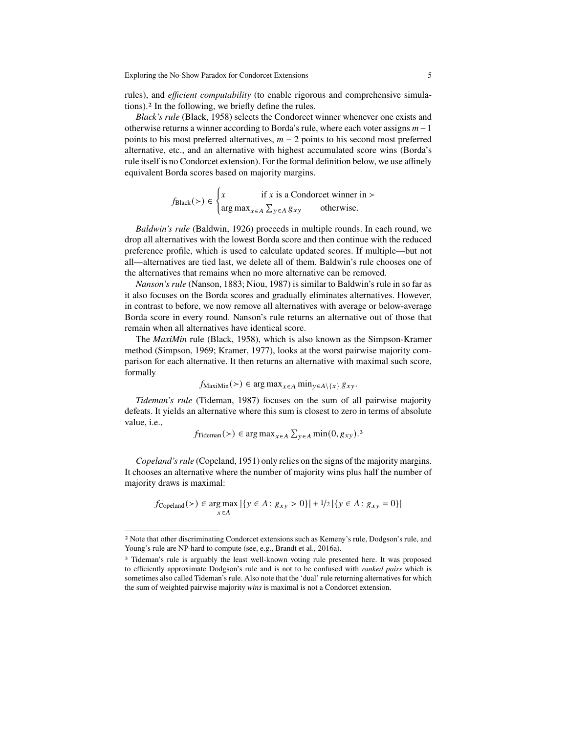rules), and *efficient computability* (to enable rigorous and comprehensive simulations).[2] In the following, we briefly define the rules.

*Black's rule* (Black, 1958) selects the Condorcet winner whenever one exists and otherwise returns a winner according to Borda's rule, where each voter assigns $m-1$ points to his most preferred alternatives, $m-2$ points to his second most preferred alternative, etc., and an alternative with highest accumulated score wins (Borda's rule itself is no Condorcet extension). For the formal definition below, we use affinely equivalent Borda scores based on majority margins.

$$f_{\text{Black}}(\succ) \in \begin{cases} x & \text{if } x \text{ is a Condorcet winner in } \succ \\ \arg\max_{x \in A} \sum_{y \in A} g_{xy} & \text{otherwise.} \end{cases}$$

*Baldwin's rule* (Baldwin, 1926) proceeds in multiple rounds. In each round, we drop all alternatives with the lowest Borda score and then continue with the reduced preference profile, which is used to calculate updated scores. If multiple—but not all—alternatives are tied last, we delete all of them. Baldwin's rule chooses one of the alternatives that remains when no more alternative can be removed.

*Nanson's rule* (Nanson, 1883; Niou, 1987) is similar to Baldwin's rule in so far as it also focuses on the Borda scores and gradually eliminates alternatives. However, in contrast to before, we now remove all alternatives with average or below-average Borda score in every round. Nanson's rule returns an alternative out of those that remain when all alternatives have identical score.

The *MaxiMin* rule (Black, 1958), which is also known as the Simpson-Kramer method (Simpson, 1969; Kramer, 1977), looks at the worst pairwise majority comparison for each alternative. It then returns an alternative with maximal such score, formally

$$f_{\text{MaxiMin}}(\succ) \in \arg\max_{x \in A} \min_{y \in A \setminus \{x\}} g_{xy}.$$

*Tideman's rule* (Tideman, 1987) focuses on the sum of all pairwise majority defeats. It yields an alternative where this sum is closest to zero in terms of absolute value, i.e.,

$$f_{\text{Tideman}}(\succ) \in \arg\max_{x \in A} \sum_{y \in A} \min(0, g_{xy}).\text{[3]}$$

*Copeland's rule* (Copeland, 1951) only relies on the signs of the majority margins. It chooses an alternative where the number of majority wins plus half the number of majority draws is maximal:

$$f_{\text{Copeland}}(\succ) \in \arg\max_{x \in A} |\{y \in A \colon g_{xy} > 0\}| + 1/2\, |\{y \in A \colon g_{xy} = 0\}|$$

---

[2] Note that other discriminating Condorcet extensions such as Kemeny's rule, Dodgson's rule, and Young's rule are NP-hard to compute (see, e.g., Brandt et al., 2016a).

[3] Tideman's rule is arguably the least well-known voting rule presented here. It was proposed to efficiently approximate Dodgson's rule and is not to be confused with *ranked pairs* which is sometimes also called Tideman's rule. Also note that the 'dual' rule returning alternatives for which the sum of weighted pairwise majority *wins* is maximal is not a Condorcet extension.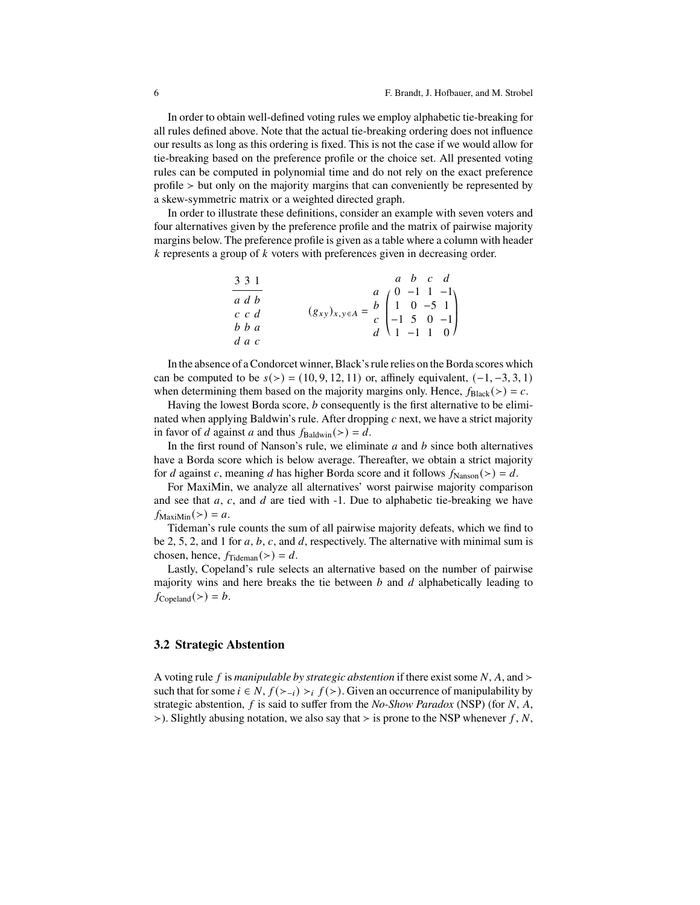In order to obtain well-defined voting rules we employ alphabetic tie-breaking for all rules defined above. Note that the actual tie-breaking ordering does not influence our results as long as this ordering is fixed. This is not the case if we would allow for tie-breaking based on the preference profile or the choice set. All presented voting rules can be computed in polynomial time and do not rely on the exact preference profile $\succ$ but only on the majority margins that can conveniently be represented by a skew-symmetric matrix or a weighted directed graph.

In order to illustrate these definitions, consider an example with seven voters and four alternatives given by the preference profile and the matrix of pairwise majority margins below. The preference profile is given as a table where a column with header $k$ represents a group of $k$ voters with preferences given in decreasing order.

| 3 | 3 | 1 |
|---|---|---|
| $a$ | $d$ | $b$ |
| $c$ | $c$ | $d$ |
| $b$ | $b$ | $a$ |
| $d$ | $a$ | $c$ |

$$(g_{xy})_{x,y\in A} = \begin{array}{c} \\ a \\ b \\ c \\ d \end{array} \begin{array}{c} \begin{array}{cccc} a & b & c & d \end{array} \\ \begin{pmatrix} 0 & -1 & 1 & -1 \\ 1 & 0 & -5 & 1 \\ -1 & 5 & 0 & -1 \\ 1 & -1 & 1 & 0 \end{pmatrix} \end{array}$$

In the absence of a Condorcet winner, Black's rule relies on the Borda scores which can be computed to be $s(\succ) = (10, 9, 12, 11)$ or, affinely equivalent, $(-1, -3, 3, 1)$ when determining them based on the majority margins only. Hence, $f_{\text{Black}}(\succ) = c$.

Having the lowest Borda score, $b$ consequently is the first alternative to be eliminated when applying Baldwin's rule. After dropping $c$ next, we have a strict majority in favor of $d$ against $a$ and thus $f_{\text{Baldwin}}(\succ) = d$.

In the first round of Nanson's rule, we eliminate $a$ and $b$ since both alternatives have a Borda score which is below average. Thereafter, we obtain a strict majority for $d$ against $c$, meaning $d$ has higher Borda score and it follows $f_{\text{Nanson}}(\succ) = d$.

For MaxiMin, we analyze all alternatives' worst pairwise majority comparison and see that $a$, $c$, and $d$ are tied with -1. Due to alphabetic tie-breaking we have $f_{\text{MaxiMin}}(\succ) = a$.

Tideman's rule counts the sum of all pairwise majority defeats, which we find to be 2, 5, 2, and 1 for $a$, $b$, $c$, and $d$, respectively. The alternative with minimal sum is chosen, hence, $f_{\text{Tideman}}(\succ) = d$.

Lastly, Copeland's rule selects an alternative based on the number of pairwise majority wins and here breaks the tie between $b$ and $d$ alphabetically leading to $f_{\text{Copeland}}(\succ) = b$.

### 3.2 Strategic Abstention

A voting rule $f$ is *manipulable by strategic abstention* if there exist some $N$, $A$, and $\succ$ such that for some $i \in N$, $f(\succ_{-i}) \succ_i f(\succ)$. Given an occurrence of manipulability by strategic abstention, $f$ is said to suffer from the *No-Show Paradox* (NSP) (for $N$, $A$, $\succ$). Slightly abusing notation, we also say that $\succ$ is prone to the NSP whenever $f$, $N$,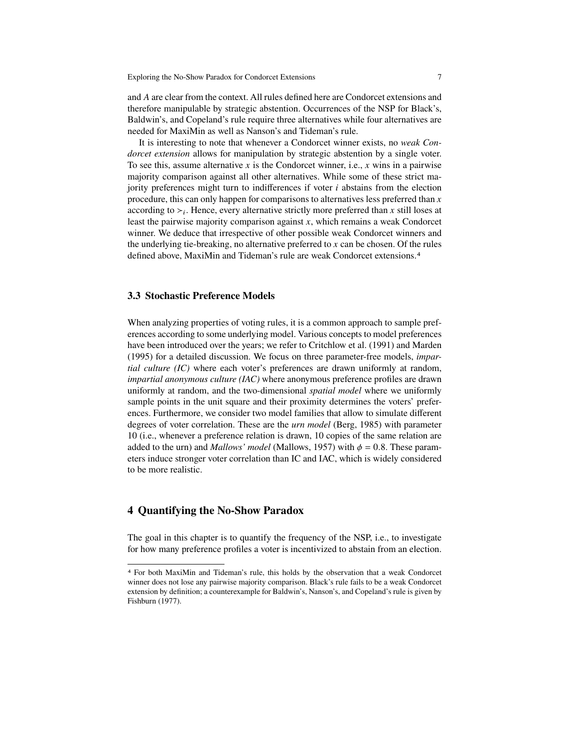and $A$ are clear from the context. All rules defined here are Condorcet extensions and therefore manipulable by strategic abstention. Occurrences of the NSP for Black's, Baldwin's, and Copeland's rule require three alternatives while four alternatives are needed for MaxiMin as well as Nanson's and Tideman's rule.

It is interesting to note that whenever a Condorcet winner exists, no *weak Condorcet extension* allows for manipulation by strategic abstention by a single voter. To see this, assume alternative $x$ is the Condorcet winner, i.e., $x$ wins in a pairwise majority comparison against all other alternatives. While some of these strict majority preferences might turn to indifferences if voter $i$ abstains from the election procedure, this can only happen for comparisons to alternatives less preferred than $x$ according to $\succ_i$. Hence, every alternative strictly more preferred than $x$ still loses at least the pairwise majority comparison against $x$, which remains a weak Condorcet winner. We deduce that irrespective of other possible weak Condorcet winners and the underlying tie-breaking, no alternative preferred to $x$ can be chosen. Of the rules defined above, MaxiMin and Tideman's rule are weak Condorcet extensions.[4]

### 3.3 Stochastic Preference Models

When analyzing properties of voting rules, it is a common approach to sample preferences according to some underlying model. Various concepts to model preferences have been introduced over the years; we refer to Critchlow et al. (1991) and Marden (1995) for a detailed discussion. We focus on three parameter-free models, *impartial culture (IC)* where each voter's preferences are drawn uniformly at random, *impartial anonymous culture (IAC)* where anonymous preference profiles are drawn uniformly at random, and the two-dimensional *spatial model* where we uniformly sample points in the unit square and their proximity determines the voters' preferences. Furthermore, we consider two model families that allow to simulate different degrees of voter correlation. These are the *urn model* (Berg, 1985) with parameter 10 (i.e., whenever a preference relation is drawn, 10 copies of the same relation are added to the urn) and *Mallows' model* (Mallows, 1957) with $\phi = 0.8$. These parameters induce stronger voter correlation than IC and IAC, which is widely considered to be more realistic.

## 4 Quantifying the No-Show Paradox

The goal in this chapter is to quantify the frequency of the NSP, i.e., to investigate for how many preference profiles a voter is incentivized to abstain from an election.

[4] For both MaxiMin and Tideman's rule, this holds by the observation that a weak Condorcet winner does not lose any pairwise majority comparison. Black's rule fails to be a weak Condorcet extension by definition; a counterexample for Baldwin's, Nanson's, and Copeland's rule is given by Fishburn (1977).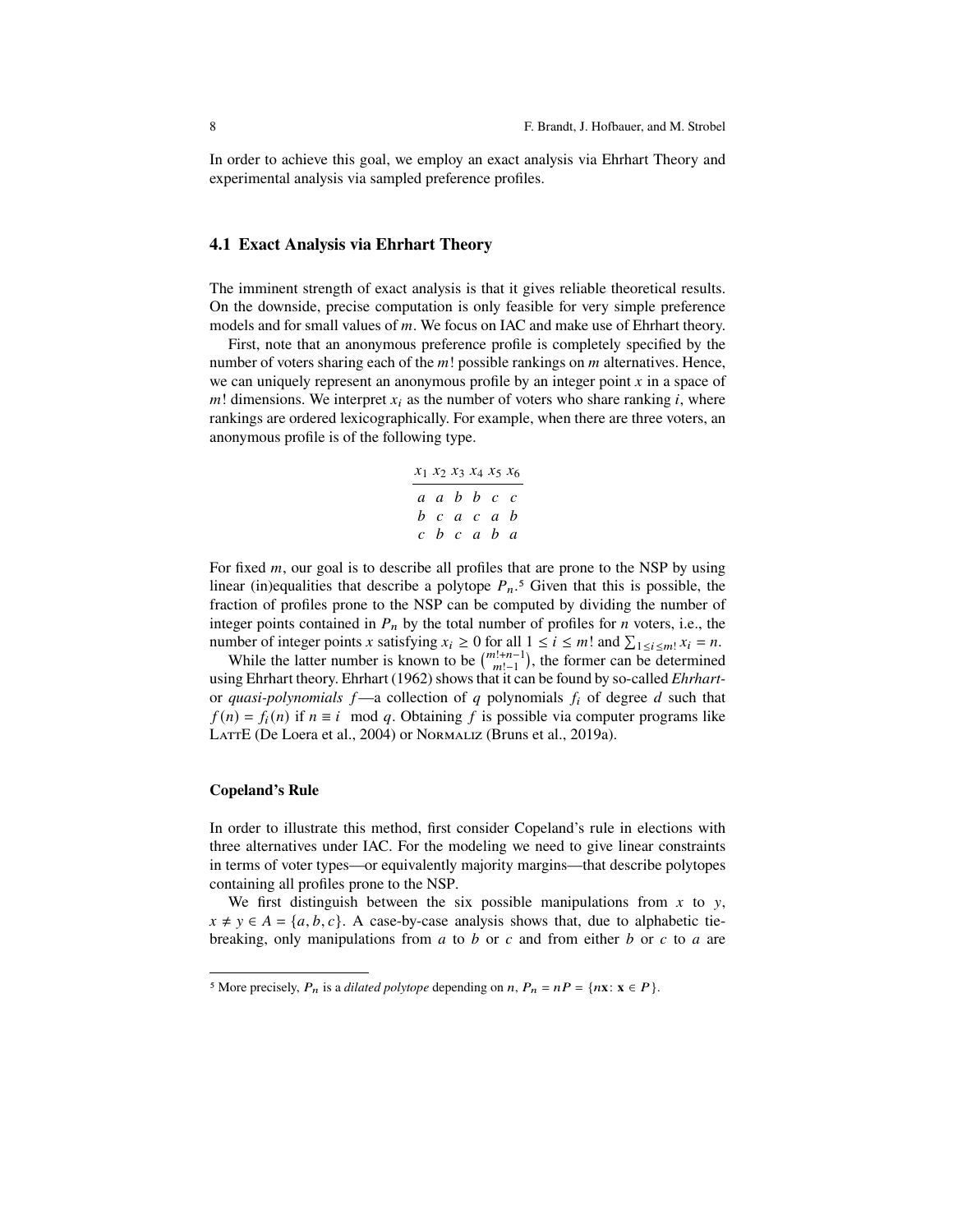In order to achieve this goal, we employ an exact analysis via Ehrhart Theory and experimental analysis via sampled preference profiles.

### 4.1 Exact Analysis via Ehrhart Theory

The imminent strength of exact analysis is that it gives reliable theoretical results. On the downside, precise computation is only feasible for very simple preference models and for small values of $m$. We focus on IAC and make use of Ehrhart theory.

First, note that an anonymous preference profile is completely specified by the number of voters sharing each of the $m!$ possible rankings on $m$ alternatives. Hence, we can uniquely represent an anonymous profile by an integer point $x$ in a space of $m!$ dimensions. We interpret $x_i$ as the number of voters who share ranking $i$, where rankings are ordered lexicographically. For example, when there are three voters, an anonymous profile is of the following type.

| $x_1$ | $x_2$ | $x_3$ | $x_4$ | $x_5$ | $x_6$ |
|---|---|---|---|---|---|
| $a$ | $a$ | $b$ | $b$ | $c$ | $c$ |
| $b$ | $c$ | $a$ | $c$ | $a$ | $b$ |
| $c$ | $b$ | $c$ | $a$ | $b$ | $a$ |

For fixed $m$, our goal is to describe all profiles that are prone to the NSP by using linear (in)equalities that describe a polytope $P_n$.[5] Given that this is possible, the fraction of profiles prone to the NSP can be computed by dividing the number of integer points contained in $P_n$ by the total number of profiles for $n$ voters, i.e., the number of integer points $x$ satisfying $x_i \geq 0$ for all $1 \leq i \leq m!$ and $\sum_{1 \leq i \leq m!} x_i = n$.

While the latter number is known to be $\binom{m!+n-1}{m!-1}$, the former can be determined using Ehrhart theory. Ehrhart (1962) shows that it can be found by so-called *Ehrhart-* or *quasi-polynomials* $f$—a collection of $q$ polynomials $f_i$ of degree $d$ such that $f(n) = f_i(n)$ if $n \equiv i \mod q$. Obtaining $f$ is possible via computer programs like LattE (De Loera et al., 2004) or Normaliz (Bruns et al., 2019a).

#### Copeland's Rule

In order to illustrate this method, first consider Copeland's rule in elections with three alternatives under IAC. For the modeling we need to give linear constraints in terms of voter types—or equivalently majority margins—that describe polytopes containing all profiles prone to the NSP.

We first distinguish between the six possible manipulations from $x$ to $y$, $x \neq y \in A = \{a, b, c\}$. A case-by-case analysis shows that, due to alphabetic tie-breaking, only manipulations from $a$ to $b$ or $c$ and from either $b$ or $c$ to $a$ are

[5] More precisely, $P_n$ is a *dilated polytope* depending on $n$, $P_n = nP = \{n\mathbf{x} : \mathbf{x} \in P\}$.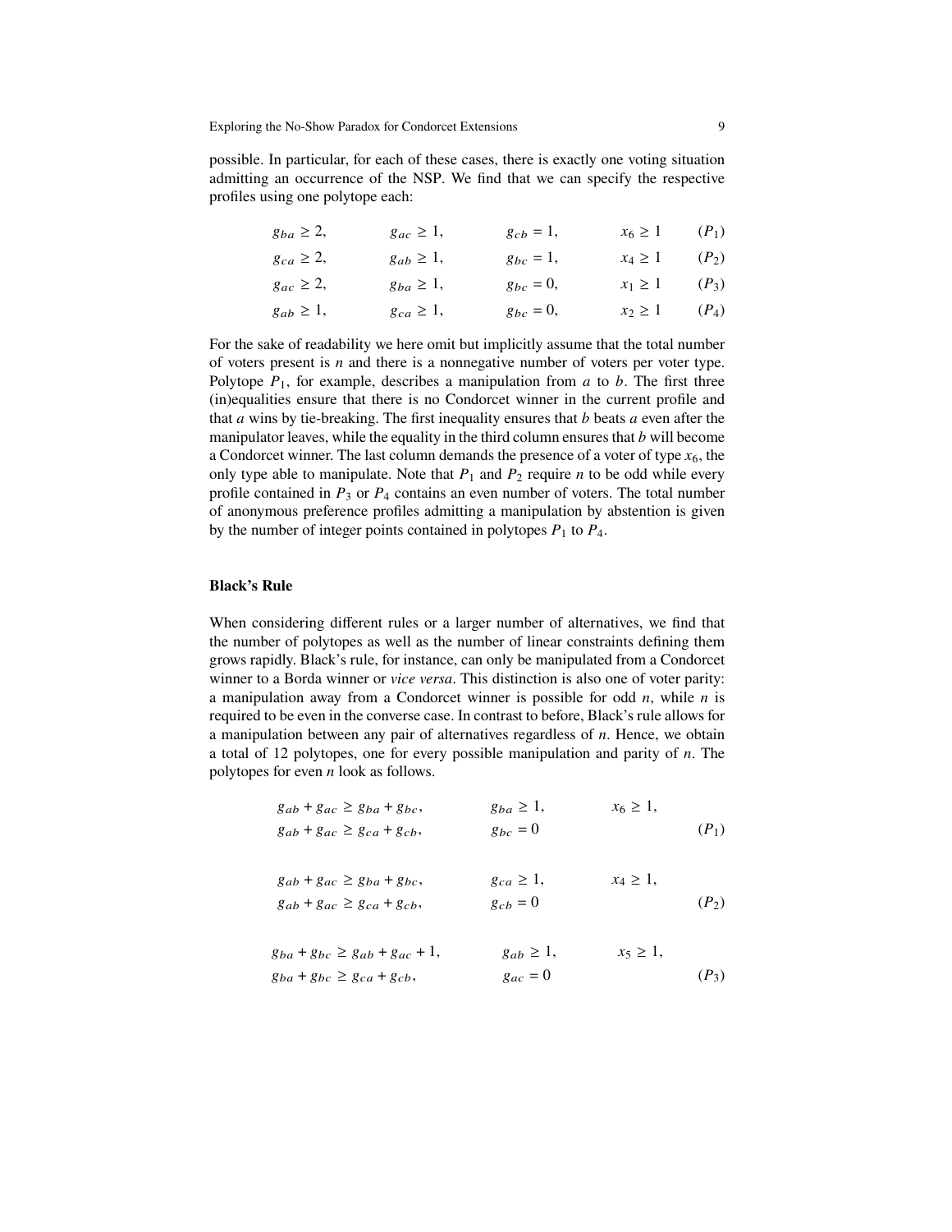possible. In particular, for each of these cases, there is exactly one voting situation admitting an occurrence of the NSP. We find that we can specify the respective profiles using one polytope each:

$$g_{ba} \geq 2, \qquad g_{ac} \geq 1, \qquad g_{cb} = 1, \qquad x_6 \geq 1 \qquad (P_1)$$

$$g_{ca} \geq 2, \qquad g_{ab} \geq 1, \qquad g_{bc} = 1, \qquad x_4 \geq 1 \qquad (P_2)$$

$$g_{ac} \geq 2, \qquad g_{ba} \geq 1, \qquad g_{bc} = 0, \qquad x_1 \geq 1 \qquad (P_3)$$

$$g_{ab} \geq 1, \qquad g_{ca} \geq 1, \qquad g_{bc} = 0, \qquad x_2 \geq 1 \qquad (P_4)$$

For the sake of readability we here omit but implicitly assume that the total number of voters present is $n$ and there is a nonnegative number of voters per voter type. Polytope $P_1$, for example, describes a manipulation from $a$ to $b$. The first three (in)equalities ensure that there is no Condorcet winner in the current profile and that $a$ wins by tie-breaking. The first inequality ensures that $b$ beats $a$ even after the manipulator leaves, while the equality in the third column ensures that $b$ will become a Condorcet winner. The last column demands the presence of a voter of type $x_6$, the only type able to manipulate. Note that $P_1$ and $P_2$ require $n$ to be odd while every profile contained in $P_3$ or $P_4$ contains an even number of voters. The total number of anonymous preference profiles admitting a manipulation by abstention is given by the number of integer points contained in polytopes $P_1$ to $P_4$.

### Black's Rule

When considering different rules or a larger number of alternatives, we find that the number of polytopes as well as the number of linear constraints defining them grows rapidly. Black's rule, for instance, can only be manipulated from a Condorcet winner to a Borda winner or *vice versa*. This distinction is also one of voter parity: a manipulation away from a Condorcet winner is possible for odd $n$, while $n$ is required to be even in the converse case. In contrast to before, Black's rule allows for a manipulation between any pair of alternatives regardless of $n$. Hence, we obtain a total of 12 polytopes, one for every possible manipulation and parity of $n$. The polytopes for even $n$ look as follows.

$$\begin{aligned} &g_{ab} + g_{ac} \geq g_{ba} + g_{bc}, \qquad && g_{ba} \geq 1, \qquad && x_6 \geq 1, \\ &g_{ab} + g_{ac} \geq g_{ca} + g_{cb}, && g_{bc} = 0 && \qquad\qquad (P_1) \end{aligned}$$

$$\begin{aligned} &g_{ab} + g_{ac} \geq g_{ba} + g_{bc}, \qquad && g_{ca} \geq 1, \qquad && x_4 \geq 1, \\ &g_{ab} + g_{ac} \geq g_{ca} + g_{cb}, && g_{cb} = 0 && \qquad\qquad (P_2) \end{aligned}$$

$$\begin{aligned} &g_{ba} + g_{bc} \geq g_{ab} + g_{ac} + 1, \qquad && g_{ab} \geq 1, \qquad && x_5 \geq 1, \\ &g_{ba} + g_{bc} \geq g_{ca} + g_{cb}, && g_{ac} = 0 && \qquad\qquad (P_3) \end{aligned}$$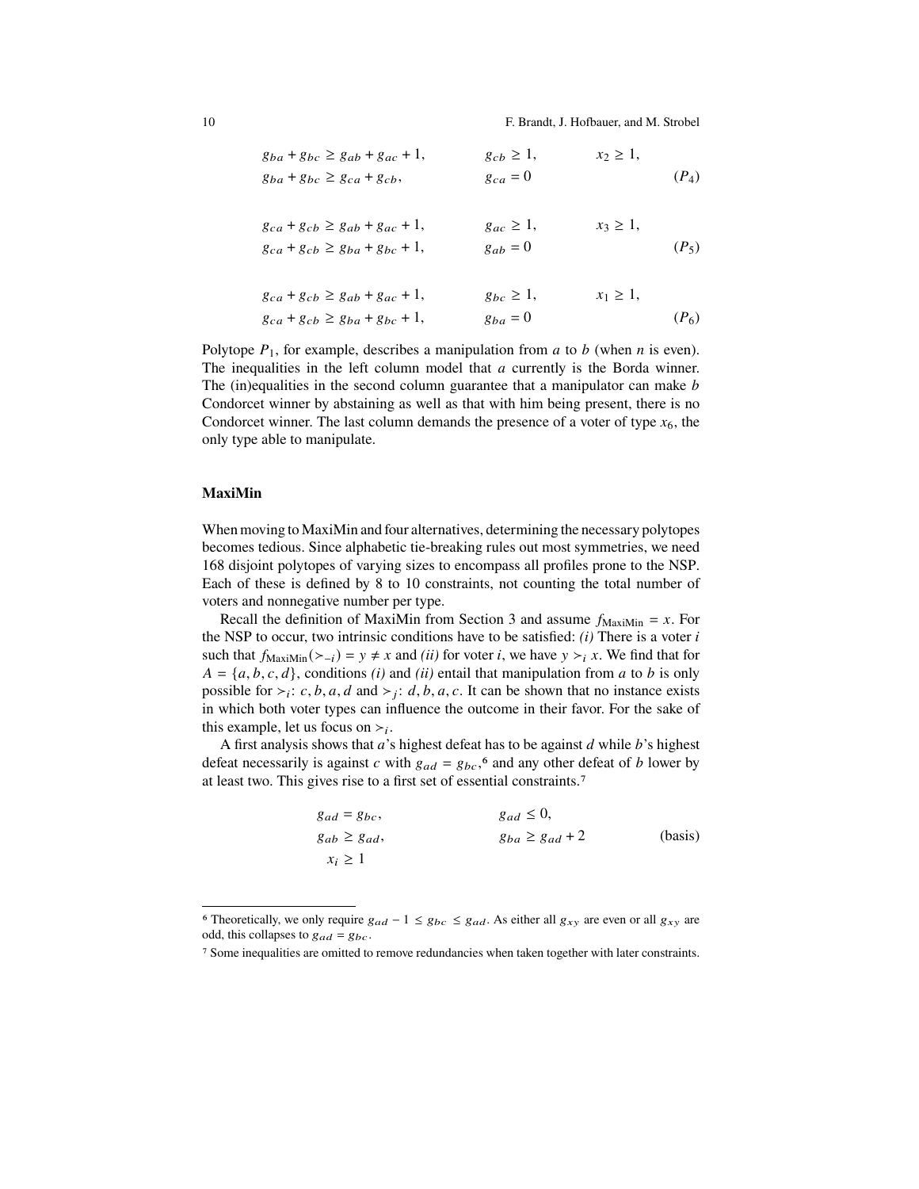$$
\begin{aligned}
&g_{ba} + g_{bc} \geq g_{ab} + g_{ac} + 1, \qquad && g_{cb} \geq 1, \qquad && x_2 \geq 1, \\
&g_{ba} + g_{bc} \geq g_{ca} + g_{cb}, && g_{ca} = 0 && && (P_4)
\end{aligned}
$$

$$
\begin{aligned}
&g_{ca} + g_{cb} \geq g_{ab} + g_{ac} + 1, \qquad && g_{ac} \geq 1, \qquad && x_3 \geq 1, \\
&g_{ca} + g_{cb} \geq g_{ba} + g_{bc} + 1, && g_{ab} = 0 && && (P_5)
\end{aligned}
$$

$$
\begin{aligned}
&g_{ca} + g_{cb} \geq g_{ab} + g_{ac} + 1, \qquad && g_{bc} \geq 1, \qquad && x_1 \geq 1, \\
&g_{ca} + g_{cb} \geq g_{ba} + g_{bc} + 1, && g_{ba} = 0 && && (P_6)
\end{aligned}
$$

Polytope $P_1$, for example, describes a manipulation from $a$ to $b$ (when $n$ is even). The inequalities in the left column model that $a$ currently is the Borda winner. The (in)equalities in the second column guarantee that a manipulator can make $b$ Condorcet winner by abstaining as well as that with him being present, there is no Condorcet winner. The last column demands the presence of a voter of type $x_6$, the only type able to manipulate.

**MaxiMin**

When moving to MaxiMin and four alternatives, determining the necessary polytopes becomes tedious. Since alphabetic tie-breaking rules out most symmetries, we need 168 disjoint polytopes of varying sizes to encompass all profiles prone to the NSP. Each of these is defined by 8 to 10 constraints, not counting the total number of voters and nonnegative number per type.

Recall the definition of MaxiMin from Section 3 and assume $f_{\text{MaxiMin}} = x$. For the NSP to occur, two intrinsic conditions have to be satisfied: *(i)* There is a voter $i$ such that $f_{\text{MaxiMin}}(\succ_{-i}) = y \neq x$ and *(ii)* for voter $i$, we have $y \succ_i x$. We find that for $A = \{a, b, c, d\}$, conditions *(i)* and *(ii)* entail that manipulation from $a$ to $b$ is only possible for $\succ_i$: $c, b, a, d$ and $\succ_j$: $d, b, a, c$. It can be shown that no instance exists in which both voter types can influence the outcome in their favor. For the sake of this example, let us focus on $\succ_i$.

A first analysis shows that $a$'s highest defeat has to be against $d$ while $b$'s highest defeat necessarily is against $c$ with $g_{ad} = g_{bc}$,[6] and any other defeat of $b$ lower by at least two. This gives rise to a first set of essential constraints.[7]

$$
\begin{aligned}
&g_{ad} = g_{bc}, \qquad && g_{ad} \leq 0, \\
&g_{ab} \geq g_{ad}, && g_{ba} \geq g_{ad} + 2 \qquad && \text{(basis)} \\
&x_i \geq 1
\end{aligned}
$$

[6] Theoretically, we only require $g_{ad} - 1 \leq g_{bc} \leq g_{ad}$. As either all $g_{xy}$ are even or all $g_{xy}$ are odd, this collapses to $g_{ad} = g_{bc}$.

[7] Some inequalities are omitted to remove redundancies when taken together with later constraints.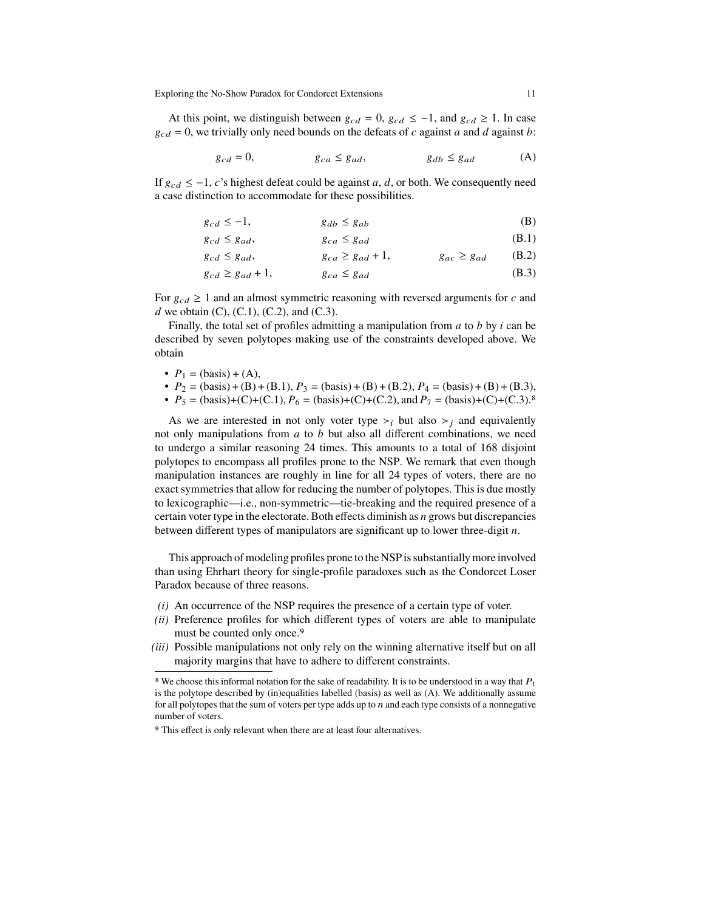At this point, we distinguish between $g_{cd} = 0$, $g_{cd} \leq -1$, and $g_{cd} \geq 1$. In case $g_{cd} = 0$, we trivially only need bounds on the defeats of $c$ against $a$ and $d$ against $b$:

$$g_{cd} = 0, \qquad g_{ca} \leq g_{ad}, \qquad g_{db} \leq g_{ad} \tag{A}$$

If $g_{cd} \leq -1$, $c$'s highest defeat could be against $a$, $d$, or both. We consequently need a case distinction to accommodate for these possibilities.

$$g_{cd} \leq -1, \qquad g_{db} \leq g_{ab} \tag{B}$$

$$g_{cd} \leq g_{ad}, \qquad g_{ca} \leq g_{ad} \tag{B.1}$$

$$g_{cd} \leq g_{ad}, \qquad g_{ca} \geq g_{ad} + 1, \qquad g_{ac} \geq g_{ad} \tag{B.2}$$

$$g_{cd} \geq g_{ad} + 1, \qquad g_{ca} \leq g_{ad} \tag{B.3}$$

For $g_{cd} \geq 1$ and an almost symmetric reasoning with reversed arguments for $c$ and $d$ we obtain (C), (C.1), (C.2), and (C.3).

Finally, the total set of profiles admitting a manipulation from $a$ to $b$ by $i$ can be described by seven polytopes making use of the constraints developed above. We obtain

- $P_1$ = (basis) + (A),
- $P_2$ = (basis) + (B) + (B.1), $P_3$ = (basis) + (B) + (B.2), $P_4$ = (basis) + (B) + (B.3),
- $P_5$ = (basis)+(C)+(C.1), $P_6$ = (basis)+(C)+(C.2), and $P_7$ = (basis)+(C)+(C.3).[8]

As we are interested in not only voter type $\succ_i$ but also $\succ_j$ and equivalently not only manipulations from $a$ to $b$ but also all different combinations, we need to undergo a similar reasoning 24 times. This amounts to a total of 168 disjoint polytopes to encompass all profiles prone to the NSP. We remark that even though manipulation instances are roughly in line for all 24 types of voters, there are no exact symmetries that allow for reducing the number of polytopes. This is due mostly to lexicographic—i.e., non-symmetric—tie-breaking and the required presence of a certain voter type in the electorate. Both effects diminish as $n$ grows but discrepancies between different types of manipulators are significant up to lower three-digit $n$.

This approach of modeling profiles prone to the NSP is substantially more involved than using Ehrhart theory for single-profile paradoxes such as the Condorcet Loser Paradox because of three reasons.

*(i)* An occurrence of the NSP requires the presence of a certain type of voter.
*(ii)* Preference profiles for which different types of voters are able to manipulate must be counted only once.[9]
*(iii)* Possible manipulations not only rely on the winning alternative itself but on all majority margins that have to adhere to different constraints.

---

[8] We choose this informal notation for the sake of readability. It is to be understood in a way that $P_1$ is the polytope described by (in)equalities labelled (basis) as well as (A). We additionally assume for all polytopes that the sum of voters per type adds up to $n$ and each type consists of a nonnegative number of voters.

[9] This effect is only relevant when there are at least four alternatives.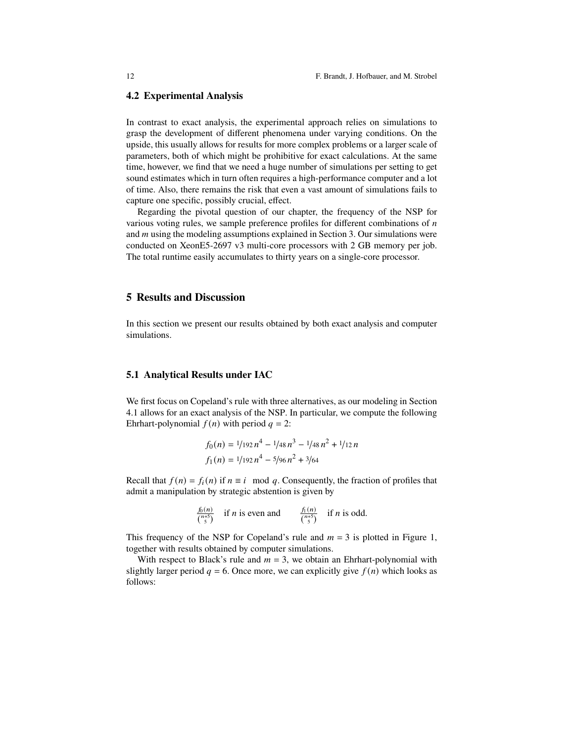### 4.2 Experimental Analysis

In contrast to exact analysis, the experimental approach relies on simulations to grasp the development of different phenomena under varying conditions. On the upside, this usually allows for results for more complex problems or a larger scale of parameters, both of which might be prohibitive for exact calculations. At the same time, however, we find that we need a huge number of simulations per setting to get sound estimates which in turn often requires a high-performance computer and a lot of time. Also, there remains the risk that even a vast amount of simulations fails to capture one specific, possibly crucial, effect.

Regarding the pivotal question of our chapter, the frequency of the NSP for various voting rules, we sample preference profiles for different combinations of $n$ and $m$ using the modeling assumptions explained in Section 3. Our simulations were conducted on XeonE5-2697 v3 multi-core processors with 2 GB memory per job. The total runtime easily accumulates to thirty years on a single-core processor.

## 5 Results and Discussion

In this section we present our results obtained by both exact analysis and computer simulations.

### 5.1 Analytical Results under IAC

We first focus on Copeland's rule with three alternatives, as our modeling in Section 4.1 allows for an exact analysis of the NSP. In particular, we compute the following Ehrhart-polynomial $f(n)$ with period $q = 2$:

$$f_0(n) = {}^{1}\!/_{192}\, n^4 - {}^{1}\!/_{48}\, n^3 - {}^{1}\!/_{48}\, n^2 + {}^{1}\!/_{12}\, n$$
$$f_1(n) = {}^{1}\!/_{192}\, n^4 - {}^{5}\!/_{96}\, n^2 + {}^{3}\!/_{64}$$

Recall that $f(n) = f_i(n)$ if $n \equiv i \mod q$. Consequently, the fraction of profiles that admit a manipulation by strategic abstention is given by

$$\frac{f_0(n)}{\binom{n+5}{5}} \quad \text{if } n \text{ is even and} \qquad \frac{f_1(n)}{\binom{n+5}{5}} \quad \text{if } n \text{ is odd.}$$

This frequency of the NSP for Copeland's rule and $m = 3$ is plotted in Figure 1, together with results obtained by computer simulations.

With respect to Black's rule and $m = 3$, we obtain an Ehrhart-polynomial with slightly larger period $q = 6$. Once more, we can explicitly give $f(n)$ which looks as follows: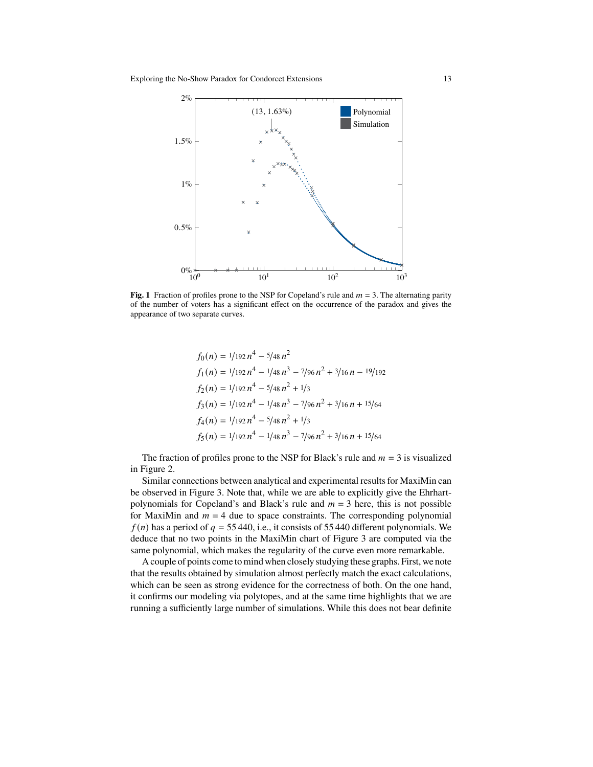**Fig. 1** Fraction of profiles prone to the NSP for Copeland's rule and $m = 3$. The alternating parity of the number of voters has a significant effect on the occurrence of the paradox and gives the appearance of two separate curves.

$$
\begin{aligned}
f_0(n) &= 1/192\, n^4 - 5/48\, n^2 \\
f_1(n) &= 1/192\, n^4 - 1/48\, n^3 - 7/96\, n^2 + 3/16\, n - 19/192 \\
f_2(n) &= 1/192\, n^4 - 5/48\, n^2 + 1/3 \\
f_3(n) &= 1/192\, n^4 - 1/48\, n^3 - 7/96\, n^2 + 3/16\, n + 15/64 \\
f_4(n) &= 1/192\, n^4 - 5/48\, n^2 + 1/3 \\
f_5(n) &= 1/192\, n^4 - 1/48\, n^3 - 7/96\, n^2 + 3/16\, n + 15/64
\end{aligned}
$$

The fraction of profiles prone to the NSP for Black's rule and $m = 3$ is visualized in Figure 2.

Similar connections between analytical and experimental results for MaxiMin can be observed in Figure 3. Note that, while we are able to explicitly give the Ehrhart-polynomials for Copeland's and Black's rule and $m = 3$ here, this is not possible for MaxiMin and $m = 4$ due to space constraints. The corresponding polynomial $f(n)$ has a period of $q = 55\,440$, i.e., it consists of 55 440 different polynomials. We deduce that no two points in the MaxiMin chart of Figure 3 are computed via the same polynomial, which makes the regularity of the curve even more remarkable.

A couple of points come to mind when closely studying these graphs. First, we note that the results obtained by simulation almost perfectly match the exact calculations, which can be seen as strong evidence for the correctness of both. On the one hand, it confirms our modeling via polytopes, and at the same time highlights that we are running a sufficiently large number of simulations. While this does not bear definite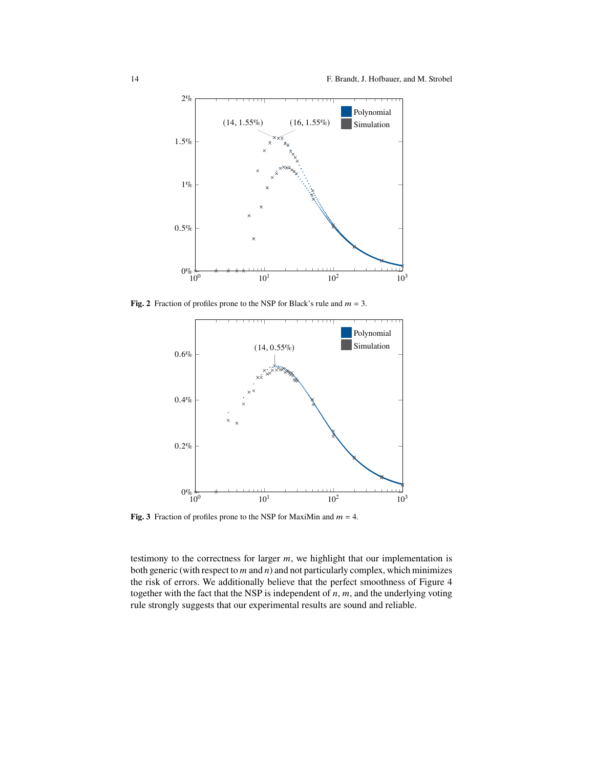**Fig. 2** Fraction of profiles prone to the NSP for Black's rule and $m = 3$.

**Fig. 3** Fraction of profiles prone to the NSP for MaxiMin and $m = 4$.

testimony to the correctness for larger $m$, we highlight that our implementation is both generic (with respect to $m$ and $n$) and not particularly complex, which minimizes the risk of errors. We additionally believe that the perfect smoothness of Figure 4 together with the fact that the NSP is independent of $n$, $m$, and the underlying voting rule strongly suggests that our experimental results are sound and reliable.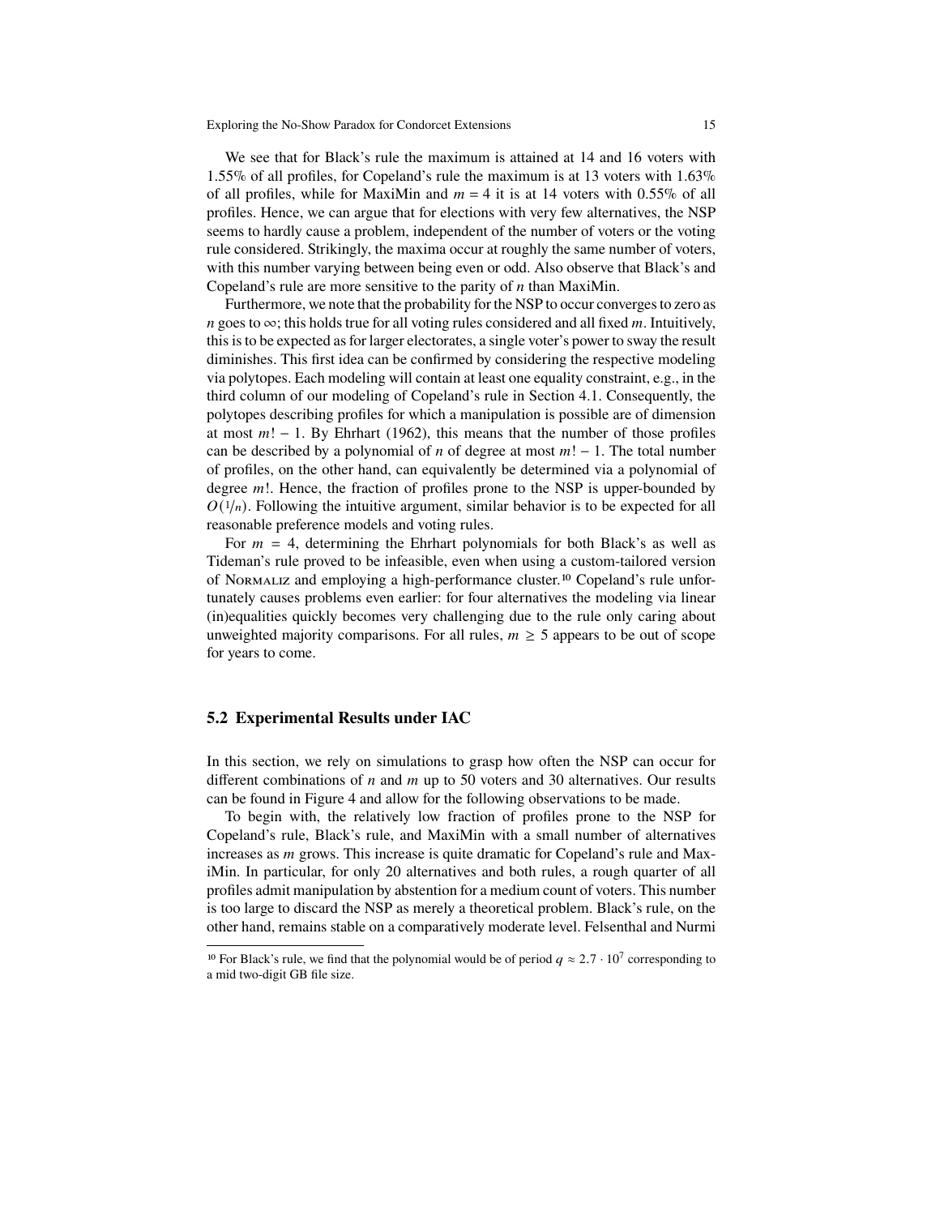We see that for Black's rule the maximum is attained at 14 and 16 voters with 1.55% of all profiles, for Copeland's rule the maximum is at 13 voters with 1.63% of all profiles, while for MaxiMin and $m = 4$ it is at 14 voters with 0.55% of all profiles. Hence, we can argue that for elections with very few alternatives, the NSP seems to hardly cause a problem, independent of the number of voters or the voting rule considered. Strikingly, the maxima occur at roughly the same number of voters, with this number varying between being even or odd. Also observe that Black's and Copeland's rule are more sensitive to the parity of $n$ than MaxiMin.

Furthermore, we note that the probability for the NSP to occur converges to zero as $n$ goes to $\infty$; this holds true for all voting rules considered and all fixed $m$. Intuitively, this is to be expected as for larger electorates, a single voter's power to sway the result diminishes. This first idea can be confirmed by considering the respective modeling via polytopes. Each modeling will contain at least one equality constraint, e.g., in the third column of our modeling of Copeland's rule in Section 4.1. Consequently, the polytopes describing profiles for which a manipulation is possible are of dimension at most $m! - 1$. By Ehrhart (1962), this means that the number of those profiles can be described by a polynomial of $n$ of degree at most $m! - 1$. The total number of profiles, on the other hand, can equivalently be determined via a polynomial of degree $m!$. Hence, the fraction of profiles prone to the NSP is upper-bounded by $O(1/n)$. Following the intuitive argument, similar behavior is to be expected for all reasonable preference models and voting rules.

For $m = 4$, determining the Ehrhart polynomials for both Black's as well as Tideman's rule proved to be infeasible, even when using a custom-tailored version of Normaliz and employing a high-performance cluster.[10] Copeland's rule unfortunately causes problems even earlier: for four alternatives the modeling via linear (in)equalities quickly becomes very challenging due to the rule only caring about unweighted majority comparisons. For all rules, $m \geq 5$ appears to be out of scope for years to come.

## 5.2 Experimental Results under IAC

In this section, we rely on simulations to grasp how often the NSP can occur for different combinations of $n$ and $m$ up to 50 voters and 30 alternatives. Our results can be found in Figure 4 and allow for the following observations to be made.

To begin with, the relatively low fraction of profiles prone to the NSP for Copeland's rule, Black's rule, and MaxiMin with a small number of alternatives increases as $m$ grows. This increase is quite dramatic for Copeland's rule and MaxiMin. In particular, for only 20 alternatives and both rules, a rough quarter of all profiles admit manipulation by abstention for a medium count of voters. This number is too large to discard the NSP as merely a theoretical problem. Black's rule, on the other hand, remains stable on a comparatively moderate level. Felsenthal and Nurmi

[10] For Black's rule, we find that the polynomial would be of period $q \approx 2.7 \cdot 10^7$ corresponding to a mid two-digit GB file size.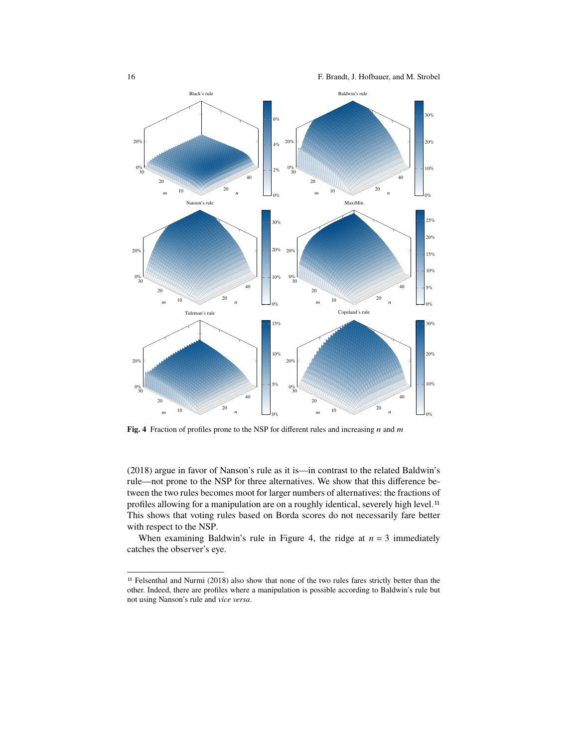**Fig. 4** Fraction of profiles prone to the NSP for different rules and increasing $n$ and $m$

(2018) argue in favor of Nanson's rule as it is—in contrast to the related Baldwin's rule—not prone to the NSP for three alternatives. We show that this difference between the two rules becomes moot for larger numbers of alternatives: the fractions of profiles allowing for a manipulation are on a roughly identical, severely high level.[11] This shows that voting rules based on Borda scores do not necessarily fare better with respect to the NSP.

When examining Baldwin's rule in Figure 4, the ridge at $n = 3$ immediately catches the observer's eye.

[11] Felsenthal and Nurmi (2018) also show that none of the two rules fares strictly better than the other. Indeed, there are profiles where a manipulation is possible according to Baldwin's rule but not using Nanson's rule and *vice versa*.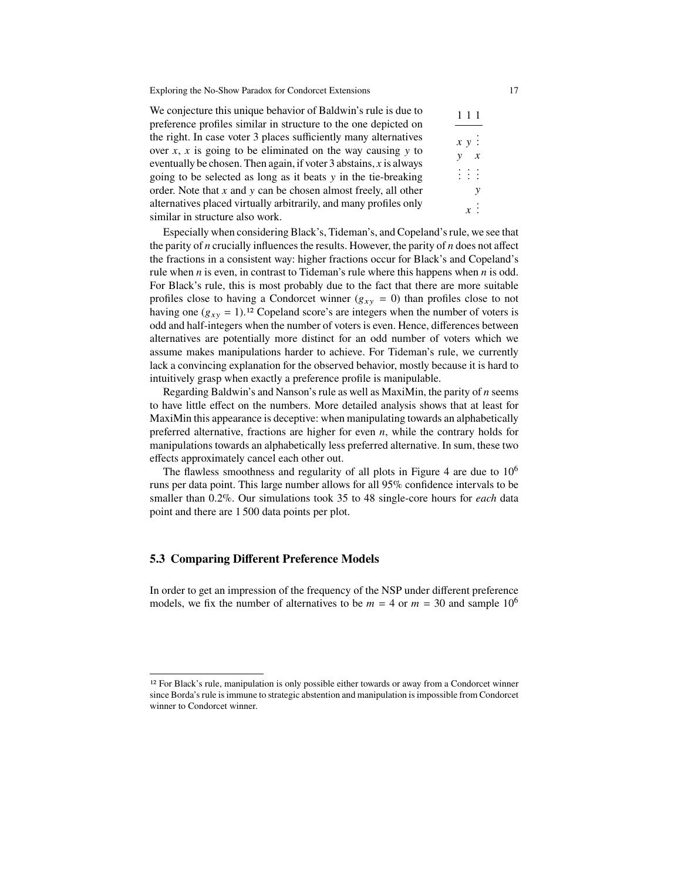We conjecture this unique behavior of Baldwin's rule is due to preference profiles similar in structure to the one depicted on the right. In case voter 3 places sufficiently many alternatives over $x$, $x$ is going to be eliminated on the way causing $y$ to eventually be chosen. Then again, if voter 3 abstains, $x$ is always going to be selected as long as it beats $y$ in the tie-breaking order. Note that $x$ and $y$ can be chosen almost freely, all other alternatives placed virtually arbitrarily, and many profiles only similar in structure also work.

| 1 | 1 | 1 |
|---|---|---|
| $x$ | $y$ | ⋮ |
| $y$ | | $x$ |
| ⋮ | ⋮ | ⋮ |
| | | $y$ |
| | $x$ | ⋮ |

Especially when considering Black's, Tideman's, and Copeland's rule, we see that the parity of $n$ crucially influences the results. However, the parity of $n$ does not affect the fractions in a consistent way: higher fractions occur for Black's and Copeland's rule when $n$ is even, in contrast to Tideman's rule where this happens when $n$ is odd. For Black's rule, this is most probably due to the fact that there are more suitable profiles close to having a Condorcet winner ($g_{xy} = 0$) than profiles close to not having one ($g_{xy} = 1$).[12] Copeland score's are integers when the number of voters is odd and half-integers when the number of voters is even. Hence, differences between alternatives are potentially more distinct for an odd number of voters which we assume makes manipulations harder to achieve. For Tideman's rule, we currently lack a convincing explanation for the observed behavior, mostly because it is hard to intuitively grasp when exactly a preference profile is manipulable.

Regarding Baldwin's and Nanson's rule as well as MaxiMin, the parity of $n$ seems to have little effect on the numbers. More detailed analysis shows that at least for MaxiMin this appearance is deceptive: when manipulating towards an alphabetically preferred alternative, fractions are higher for even $n$, while the contrary holds for manipulations towards an alphabetically less preferred alternative. In sum, these two effects approximately cancel each other out.

The flawless smoothness and regularity of all plots in Figure 4 are due to $10^6$ runs per data point. This large number allows for all 95% confidence intervals to be smaller than 0.2%. Our simulations took 35 to 48 single-core hours for *each* data point and there are 1 500 data points per plot.

## 5.3 Comparing Different Preference Models

In order to get an impression of the frequency of the NSP under different preference models, we fix the number of alternatives to be $m = 4$ or $m = 30$ and sample $10^6$

---

[12] For Black's rule, manipulation is only possible either towards or away from a Condorcet winner since Borda's rule is immune to strategic abstention and manipulation is impossible from Condorcet winner to Condorcet winner.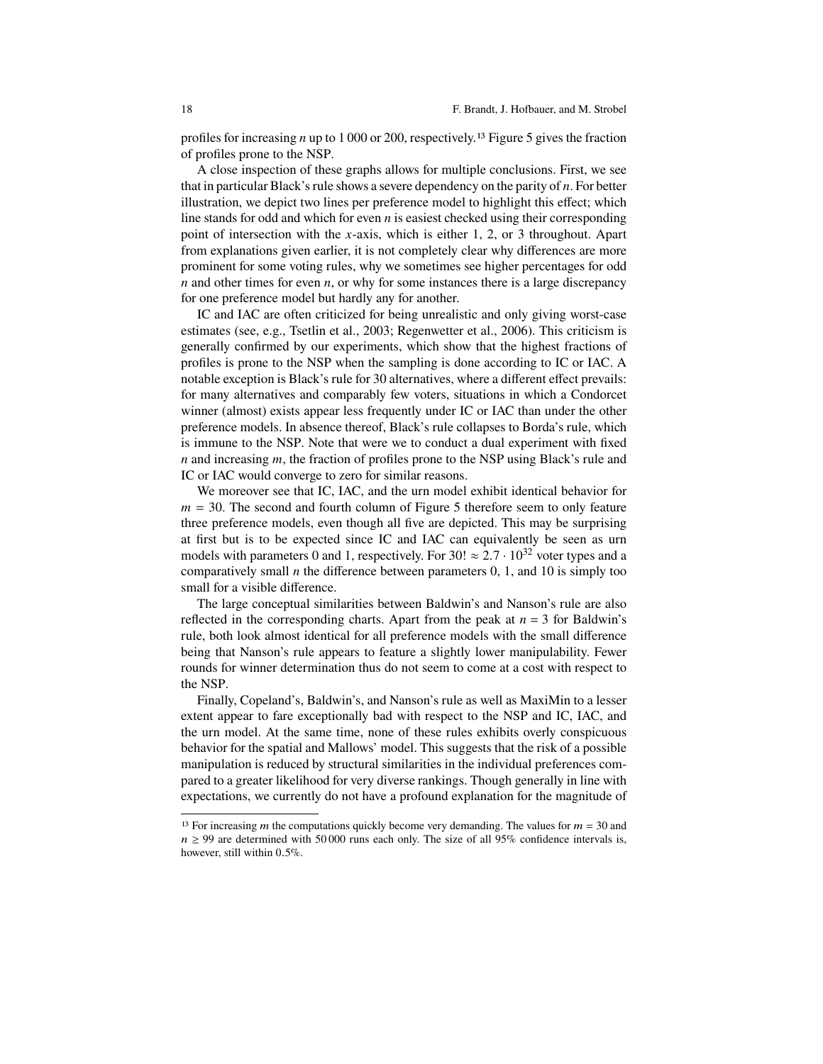profiles for increasing $n$ up to 1 000 or 200, respectively.[13] Figure 5 gives the fraction of profiles prone to the NSP.

A close inspection of these graphs allows for multiple conclusions. First, we see that in particular Black's rule shows a severe dependency on the parity of $n$. For better illustration, we depict two lines per preference model to highlight this effect; which line stands for odd and which for even $n$ is easiest checked using their corresponding point of intersection with the $x$-axis, which is either 1, 2, or 3 throughout. Apart from explanations given earlier, it is not completely clear why differences are more prominent for some voting rules, why we sometimes see higher percentages for odd $n$ and other times for even $n$, or why for some instances there is a large discrepancy for one preference model but hardly any for another.

IC and IAC are often criticized for being unrealistic and only giving worst-case estimates (see, e.g., Tsetlin et al., 2003; Regenwetter et al., 2006). This criticism is generally confirmed by our experiments, which show that the highest fractions of profiles is prone to the NSP when the sampling is done according to IC or IAC. A notable exception is Black's rule for 30 alternatives, where a different effect prevails: for many alternatives and comparably few voters, situations in which a Condorcet winner (almost) exists appear less frequently under IC or IAC than under the other preference models. In absence thereof, Black's rule collapses to Borda's rule, which is immune to the NSP. Note that were we to conduct a dual experiment with fixed $n$ and increasing $m$, the fraction of profiles prone to the NSP using Black's rule and IC or IAC would converge to zero for similar reasons.

We moreover see that IC, IAC, and the urn model exhibit identical behavior for $m = 30$. The second and fourth column of Figure 5 therefore seem to only feature three preference models, even though all five are depicted. This may be surprising at first but is to be expected since IC and IAC can equivalently be seen as urn models with parameters 0 and 1, respectively. For $30! \approx 2.7 \cdot 10^{32}$ voter types and a comparatively small $n$ the difference between parameters 0, 1, and 10 is simply too small for a visible difference.

The large conceptual similarities between Baldwin's and Nanson's rule are also reflected in the corresponding charts. Apart from the peak at $n = 3$ for Baldwin's rule, both look almost identical for all preference models with the small difference being that Nanson's rule appears to feature a slightly lower manipulability. Fewer rounds for winner determination thus do not seem to come at a cost with respect to the NSP.

Finally, Copeland's, Baldwin's, and Nanson's rule as well as MaxiMin to a lesser extent appear to fare exceptionally bad with respect to the NSP and IC, IAC, and the urn model. At the same time, none of these rules exhibits overly conspicuous behavior for the spatial and Mallows' model. This suggests that the risk of a possible manipulation is reduced by structural similarities in the individual preferences compared to a greater likelihood for very diverse rankings. Though generally in line with expectations, we currently do not have a profound explanation for the magnitude of

[13] For increasing $m$ the computations quickly become very demanding. The values for $m = 30$ and $n \geq 99$ are determined with 50 000 runs each only. The size of all 95% confidence intervals is, however, still within 0.5%.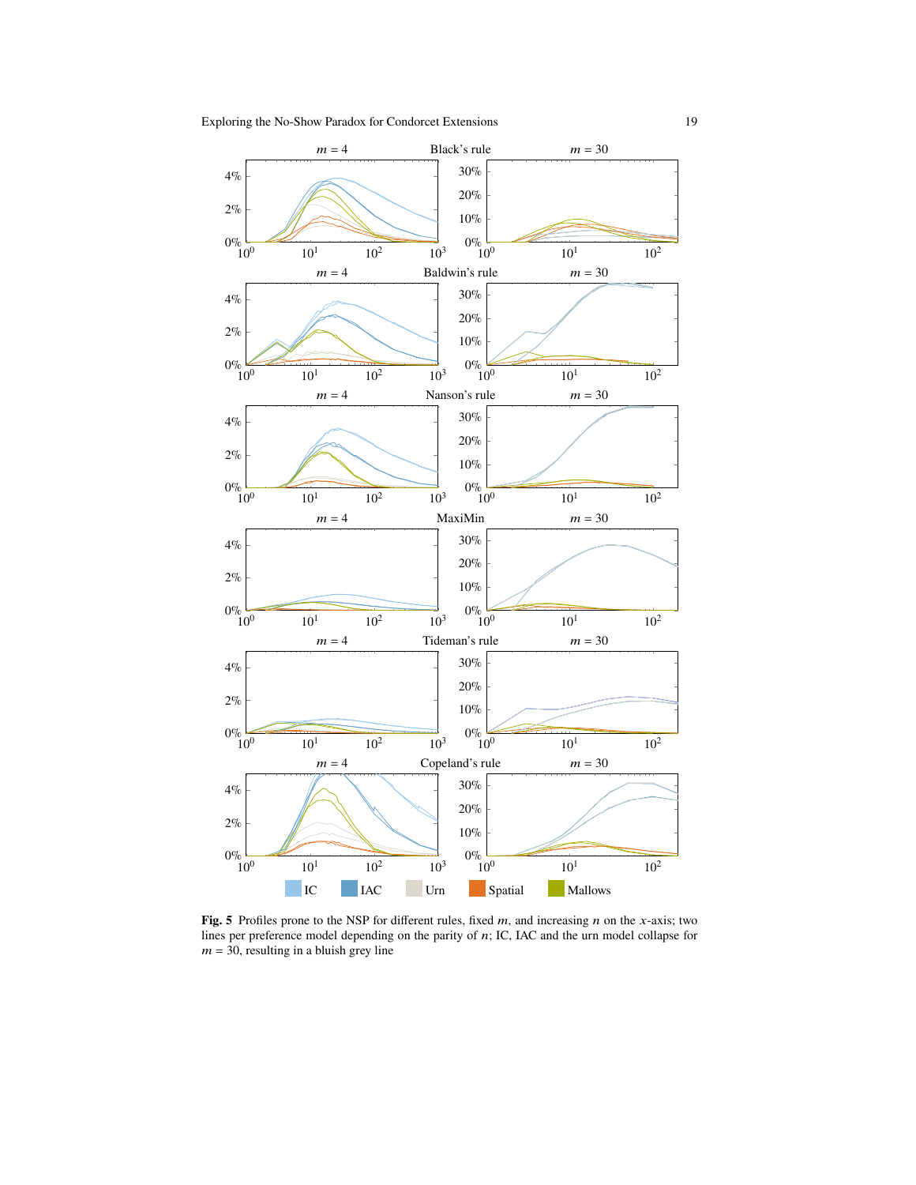Fig. 5 Profiles prone to the NSP for different rules, fixed $m$, and increasing $n$ on the $x$-axis; two lines per preference model depending on the parity of $n$; IC, IAC and the urn model collapse for $m = 30$, resulting in a bluish grey line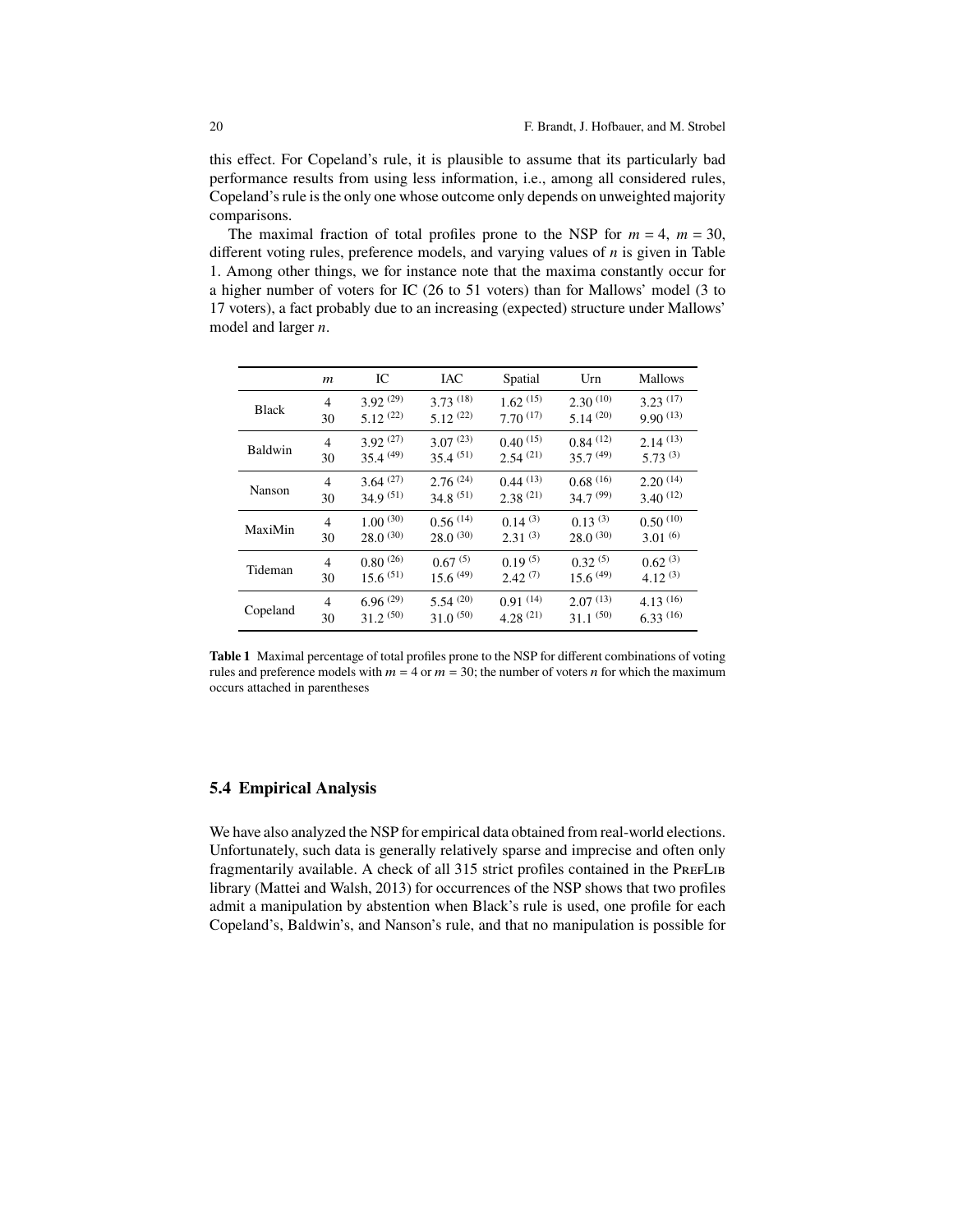this effect. For Copeland's rule, it is plausible to assume that its particularly bad performance results from using less information, i.e., among all considered rules, Copeland's rule is the only one whose outcome only depends on unweighted majority comparisons.

The maximal fraction of total profiles prone to the NSP for $m = 4$, $m = 30$, different voting rules, preference models, and varying values of $n$ is given in Table 1. Among other things, we for instance note that the maxima constantly occur for a higher number of voters for IC (26 to 51 voters) than for Mallows' model (3 to 17 voters), a fact probably due to an increasing (expected) structure under Mallows' model and larger $n$.

| | $m$ | IC | IAC | Spatial | Urn | Mallows |
|---|---|---|---|---|---|---|
| Black | 4 | $3.92^{(29)}$ | $3.73^{(18)}$ | $1.62^{(15)}$ | $2.30^{(10)}$ | $3.23^{(17)}$ |
| | 30 | $5.12^{(22)}$ | $5.12^{(22)}$ | $7.70^{(17)}$ | $5.14^{(20)}$ | $9.90^{(13)}$ |
| Baldwin | 4 | $3.92^{(27)}$ | $3.07^{(23)}$ | $0.40^{(15)}$ | $0.84^{(12)}$ | $2.14^{(13)}$ |
| | 30 | $35.4^{(49)}$ | $35.4^{(51)}$ | $2.54^{(21)}$ | $35.7^{(49)}$ | $5.73^{(3)}$ |
| Nanson | 4 | $3.64^{(27)}$ | $2.76^{(24)}$ | $0.44^{(13)}$ | $0.68^{(16)}$ | $2.20^{(14)}$ |
| | 30 | $34.9^{(51)}$ | $34.8^{(51)}$ | $2.38^{(21)}$ | $34.7^{(99)}$ | $3.40^{(12)}$ |
| MaxiMin | 4 | $1.00^{(30)}$ | $0.56^{(14)}$ | $0.14^{(3)}$ | $0.13^{(3)}$ | $0.50^{(10)}$ |
| | 30 | $28.0^{(30)}$ | $28.0^{(30)}$ | $2.31^{(3)}$ | $28.0^{(30)}$ | $3.01^{(6)}$ |
| Tideman | 4 | $0.80^{(26)}$ | $0.67^{(5)}$ | $0.19^{(5)}$ | $0.32^{(5)}$ | $0.62^{(3)}$ |
| | 30 | $15.6^{(51)}$ | $15.6^{(49)}$ | $2.42^{(7)}$ | $15.6^{(49)}$ | $4.12^{(3)}$ |
| Copeland | 4 | $6.96^{(29)}$ | $5.54^{(20)}$ | $0.91^{(14)}$ | $2.07^{(13)}$ | $4.13^{(16)}$ |
| | 30 | $31.2^{(50)}$ | $31.0^{(50)}$ | $4.28^{(21)}$ | $31.1^{(50)}$ | $6.33^{(16)}$ |

**Table 1** Maximal percentage of total profiles prone to the NSP for different combinations of voting rules and preference models with $m = 4$ or $m = 30$; the number of voters $n$ for which the maximum occurs attached in parentheses

### 5.4 Empirical Analysis

We have also analyzed the NSP for empirical data obtained from real-world elections. Unfortunately, such data is generally relatively sparse and imprecise and often only fragmentarily available. A check of all 315 strict profiles contained in the PrefLib library (Mattei and Walsh, 2013) for occurrences of the NSP shows that two profiles admit a manipulation by abstention when Black's rule is used, one profile for each Copeland's, Baldwin's, and Nanson's rule, and that no manipulation is possible for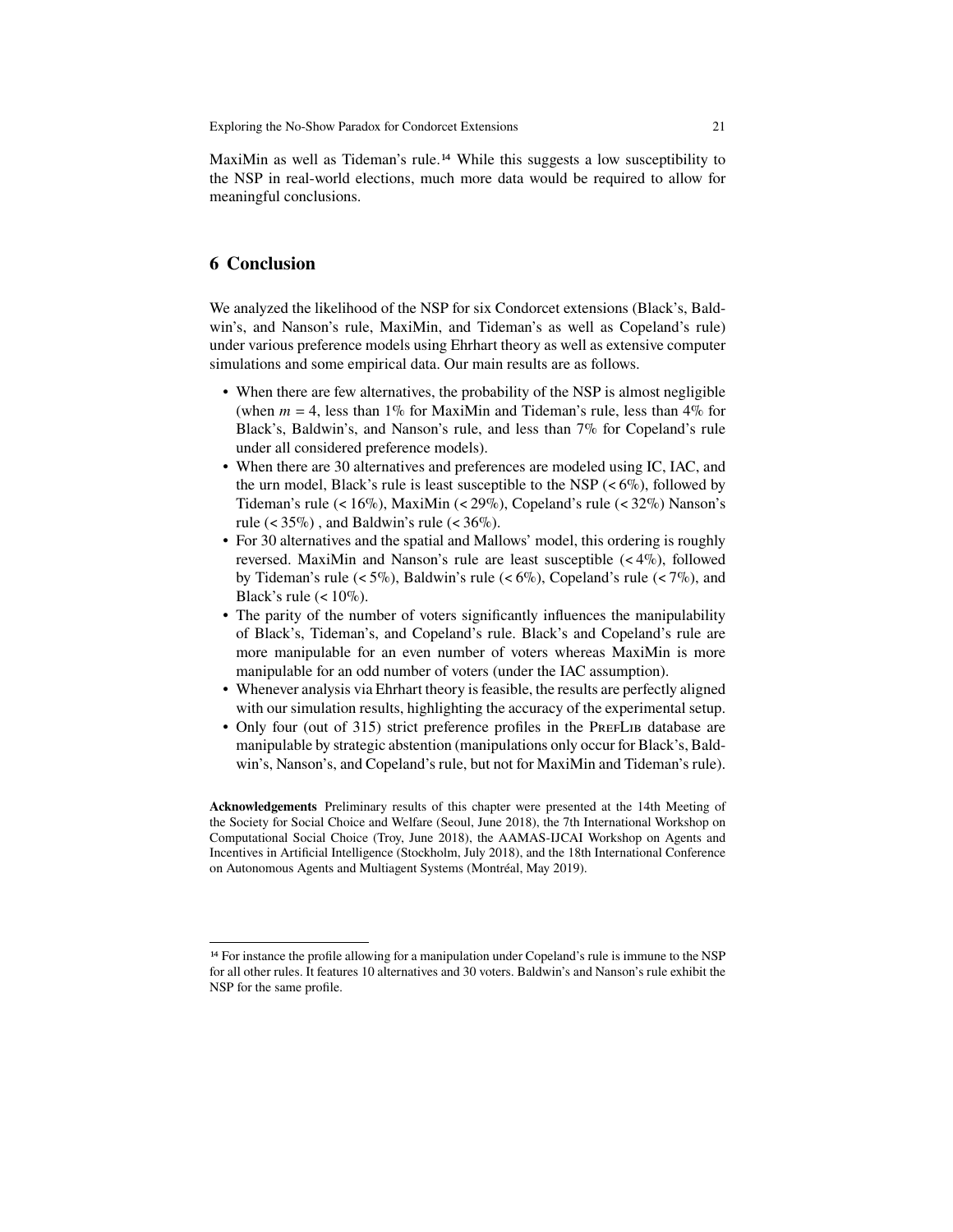MaxiMin as well as Tideman's rule.[14] While this suggests a low susceptibility to the NSP in real-world elections, much more data would be required to allow for meaningful conclusions.

## 6 Conclusion

We analyzed the likelihood of the NSP for six Condorcet extensions (Black's, Baldwin's, and Nanson's rule, MaxiMin, and Tideman's as well as Copeland's rule) under various preference models using Ehrhart theory as well as extensive computer simulations and some empirical data. Our main results are as follows.

- When there are few alternatives, the probability of the NSP is almost negligible (when $m = 4$, less than 1% for MaxiMin and Tideman's rule, less than 4% for Black's, Baldwin's, and Nanson's rule, and less than 7% for Copeland's rule under all considered preference models).
- When there are 30 alternatives and preferences are modeled using IC, IAC, and the urn model, Black's rule is least susceptible to the NSP (< 6%), followed by Tideman's rule (< 16%), MaxiMin (< 29%), Copeland's rule (< 32%) Nanson's rule (< 35%) , and Baldwin's rule (< 36%).
- For 30 alternatives and the spatial and Mallows' model, this ordering is roughly reversed. MaxiMin and Nanson's rule are least susceptible (< 4%), followed by Tideman's rule (< 5%), Baldwin's rule (< 6%), Copeland's rule (< 7%), and Black's rule (< 10%).
- The parity of the number of voters significantly influences the manipulability of Black's, Tideman's, and Copeland's rule. Black's and Copeland's rule are more manipulable for an even number of voters whereas MaxiMin is more manipulable for an odd number of voters (under the IAC assumption).
- Whenever analysis via Ehrhart theory is feasible, the results are perfectly aligned with our simulation results, highlighting the accuracy of the experimental setup.
- Only four (out of 315) strict preference profiles in the PrefLib database are manipulable by strategic abstention (manipulations only occur for Black's, Baldwin's, Nanson's, and Copeland's rule, but not for MaxiMin and Tideman's rule).

**Acknowledgements** Preliminary results of this chapter were presented at the 14th Meeting of the Society for Social Choice and Welfare (Seoul, June 2018), the 7th International Workshop on Computational Social Choice (Troy, June 2018), the AAMAS-IJCAI Workshop on Agents and Incentives in Artificial Intelligence (Stockholm, July 2018), and the 18th International Conference on Autonomous Agents and Multiagent Systems (Montréal, May 2019).

[14] For instance the profile allowing for a manipulation under Copeland's rule is immune to the NSP for all other rules. It features 10 alternatives and 30 voters. Baldwin's and Nanson's rule exhibit the NSP for the same profile.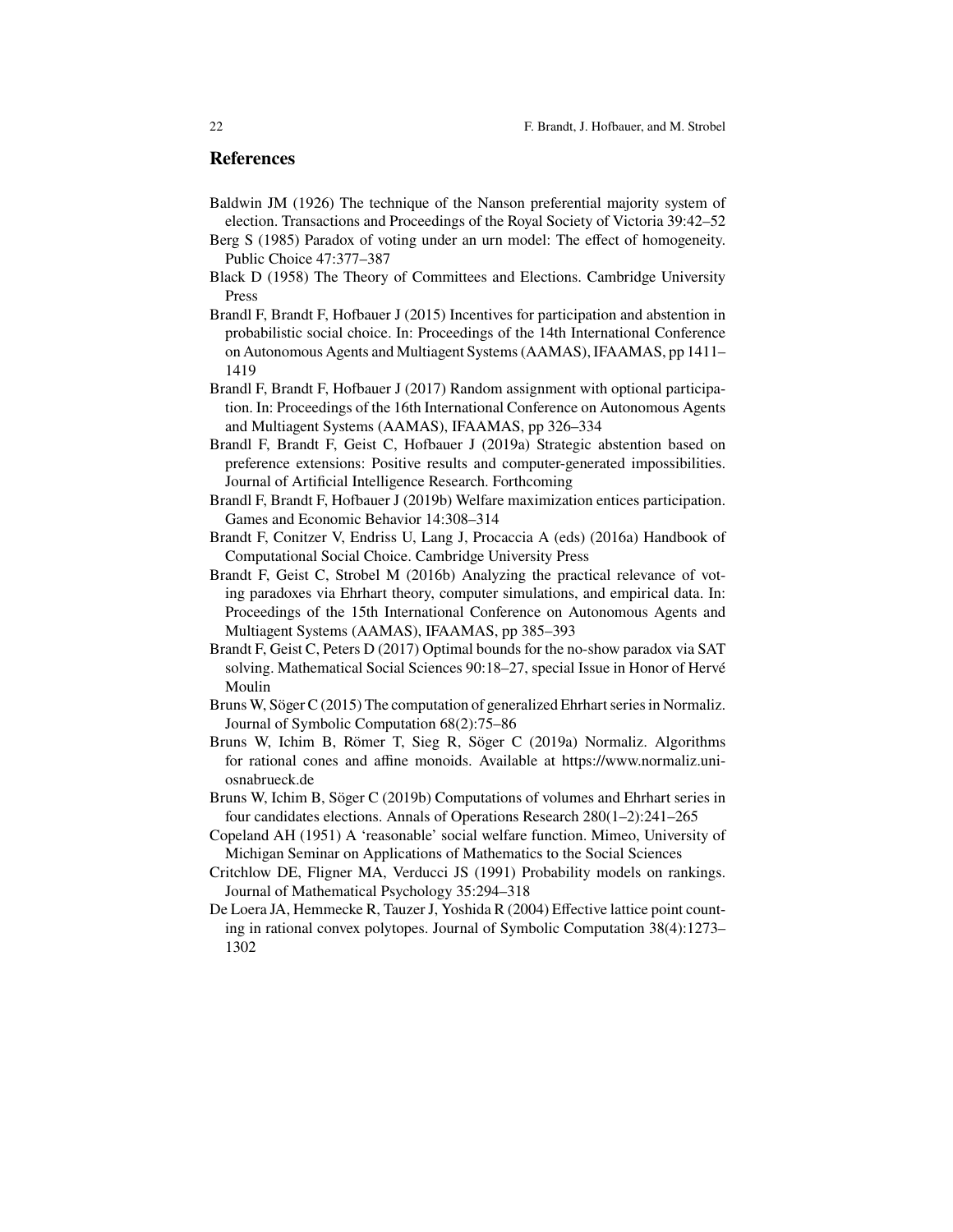## References

Baldwin JM (1926) The technique of the Nanson preferential majority system of election. Transactions and Proceedings of the Royal Society of Victoria 39:42–52

Berg S (1985) Paradox of voting under an urn model: The effect of homogeneity. Public Choice 47:377–387

Black D (1958) The Theory of Committees and Elections. Cambridge University Press

Brandl F, Brandt F, Hofbauer J (2015) Incentives for participation and abstention in probabilistic social choice. In: Proceedings of the 14th International Conference on Autonomous Agents and Multiagent Systems (AAMAS), IFAAMAS, pp 1411–1419

Brandl F, Brandt F, Hofbauer J (2017) Random assignment with optional participation. In: Proceedings of the 16th International Conference on Autonomous Agents and Multiagent Systems (AAMAS), IFAAMAS, pp 326–334

Brandl F, Brandt F, Geist C, Hofbauer J (2019a) Strategic abstention based on preference extensions: Positive results and computer-generated impossibilities. Journal of Artificial Intelligence Research. Forthcoming

Brandl F, Brandt F, Hofbauer J (2019b) Welfare maximization entices participation. Games and Economic Behavior 14:308–314

Brandt F, Conitzer V, Endriss U, Lang J, Procaccia A (eds) (2016a) Handbook of Computational Social Choice. Cambridge University Press

Brandt F, Geist C, Strobel M (2016b) Analyzing the practical relevance of voting paradoxes via Ehrhart theory, computer simulations, and empirical data. In: Proceedings of the 15th International Conference on Autonomous Agents and Multiagent Systems (AAMAS), IFAAMAS, pp 385–393

Brandt F, Geist C, Peters D (2017) Optimal bounds for the no-show paradox via SAT solving. Mathematical Social Sciences 90:18–27, special Issue in Honor of Hervé Moulin

Bruns W, Söger C (2015) The computation of generalized Ehrhart series in Normaliz. Journal of Symbolic Computation 68(2):75–86

Bruns W, Ichim B, Römer T, Sieg R, Söger C (2019a) Normaliz. Algorithms for rational cones and affine monoids. Available at https://www.normaliz.uni-osnabrueck.de

Bruns W, Ichim B, Söger C (2019b) Computations of volumes and Ehrhart series in four candidates elections. Annals of Operations Research 280(1–2):241–265

Copeland AH (1951) A 'reasonable' social welfare function. Mimeo, University of Michigan Seminar on Applications of Mathematics to the Social Sciences

Critchlow DE, Fligner MA, Verducci JS (1991) Probability models on rankings. Journal of Mathematical Psychology 35:294–318

De Loera JA, Hemmecke R, Tauzer J, Yoshida R (2004) Effective lattice point counting in rational convex polytopes. Journal of Symbolic Computation 38(4):1273–1302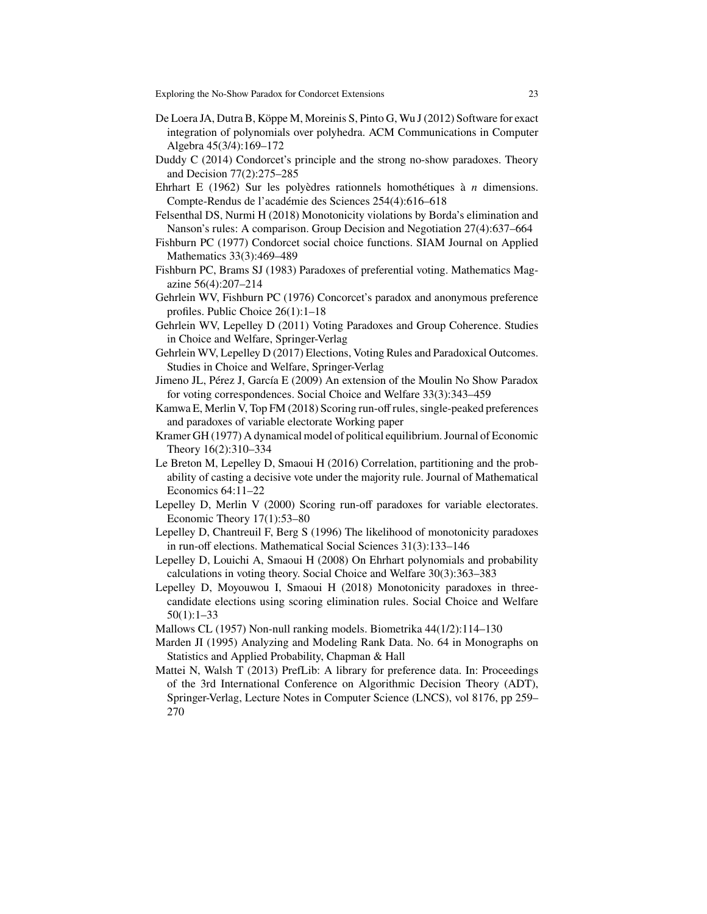De Loera JA, Dutra B, Köppe M, Moreinis S, Pinto G, Wu J (2012) Software for exact integration of polynomials over polyhedra. ACM Communications in Computer Algebra 45(3/4):169–172

Duddy C (2014) Condorcet's principle and the strong no-show paradoxes. Theory and Decision 77(2):275–285

Ehrhart E (1962) Sur les polyèdres rationnels homothétiques à $n$ dimensions. Compte-Rendus de l'académie des Sciences 254(4):616–618

Felsenthal DS, Nurmi H (2018) Monotonicity violations by Borda's elimination and Nanson's rules: A comparison. Group Decision and Negotiation 27(4):637–664

Fishburn PC (1977) Condorcet social choice functions. SIAM Journal on Applied Mathematics 33(3):469–489

Fishburn PC, Brams SJ (1983) Paradoxes of preferential voting. Mathematics Magazine 56(4):207–214

Gehrlein WV, Fishburn PC (1976) Concorcet's paradox and anonymous preference profiles. Public Choice 26(1):1–18

Gehrlein WV, Lepelley D (2011) Voting Paradoxes and Group Coherence. Studies in Choice and Welfare, Springer-Verlag

Gehrlein WV, Lepelley D (2017) Elections, Voting Rules and Paradoxical Outcomes. Studies in Choice and Welfare, Springer-Verlag

Jimeno JL, Pérez J, García E (2009) An extension of the Moulin No Show Paradox for voting correspondences. Social Choice and Welfare 33(3):343–459

Kamwa E, Merlin V, Top FM (2018) Scoring run-off rules, single-peaked preferences and paradoxes of variable electorate Working paper

Kramer GH (1977) A dynamical model of political equilibrium. Journal of Economic Theory 16(2):310–334

Le Breton M, Lepelley D, Smaoui H (2016) Correlation, partitioning and the probability of casting a decisive vote under the majority rule. Journal of Mathematical Economics 64:11–22

Lepelley D, Merlin V (2000) Scoring run-off paradoxes for variable electorates. Economic Theory 17(1):53–80

Lepelley D, Chantreuil F, Berg S (1996) The likelihood of monotonicity paradoxes in run-off elections. Mathematical Social Sciences 31(3):133–146

Lepelley D, Louichi A, Smaoui H (2008) On Ehrhart polynomials and probability calculations in voting theory. Social Choice and Welfare 30(3):363–383

Lepelley D, Moyouwou I, Smaoui H (2018) Monotonicity paradoxes in three-candidate elections using scoring elimination rules. Social Choice and Welfare 50(1):1–33

Mallows CL (1957) Non-null ranking models. Biometrika 44(1/2):114–130

Marden JI (1995) Analyzing and Modeling Rank Data. No. 64 in Monographs on Statistics and Applied Probability, Chapman & Hall

Mattei N, Walsh T (2013) PrefLib: A library for preference data. In: Proceedings of the 3rd International Conference on Algorithmic Decision Theory (ADT), Springer-Verlag, Lecture Notes in Computer Science (LNCS), vol 8176, pp 259–270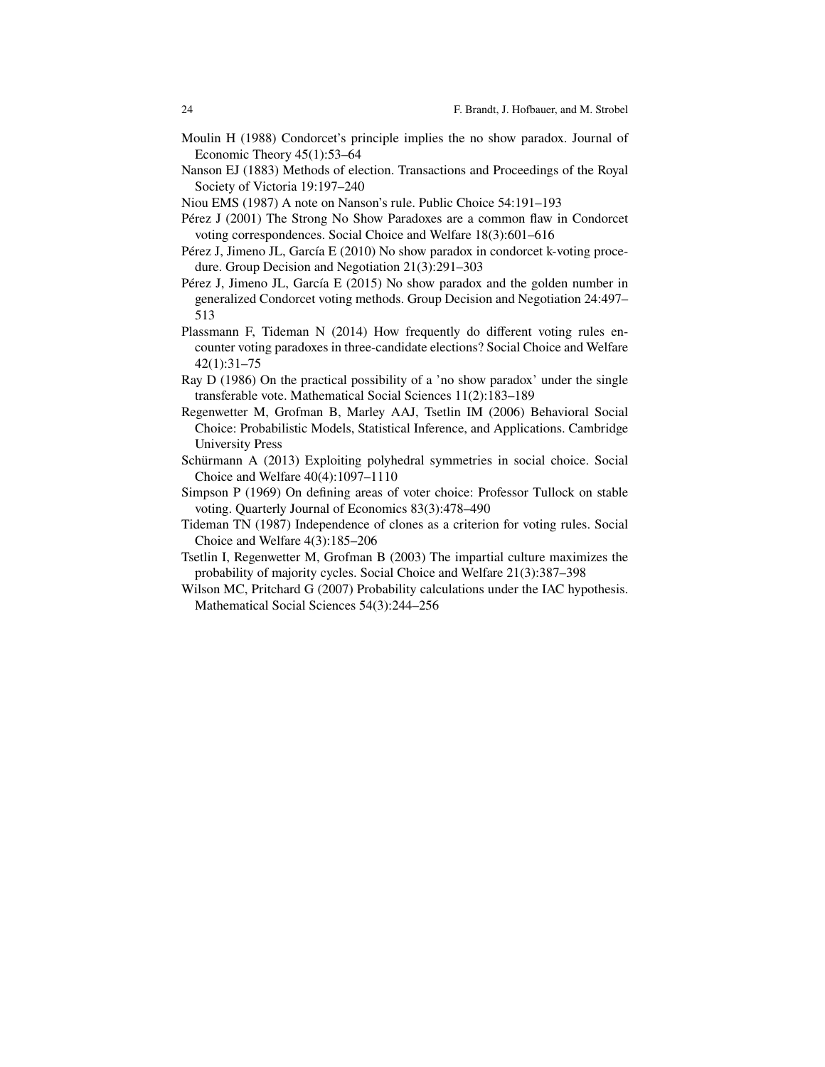Moulin H (1988) Condorcet's principle implies the no show paradox. Journal of Economic Theory 45(1):53–64

Nanson EJ (1883) Methods of election. Transactions and Proceedings of the Royal Society of Victoria 19:197–240

Niou EMS (1987) A note on Nanson's rule. Public Choice 54:191–193

Pérez J (2001) The Strong No Show Paradoxes are a common flaw in Condorcet voting correspondences. Social Choice and Welfare 18(3):601–616

Pérez J, Jimeno JL, García E (2010) No show paradox in condorcet k-voting procedure. Group Decision and Negotiation 21(3):291–303

Pérez J, Jimeno JL, García E (2015) No show paradox and the golden number in generalized Condorcet voting methods. Group Decision and Negotiation 24:497–513

Plassmann F, Tideman N (2014) How frequently do different voting rules encounter voting paradoxes in three-candidate elections? Social Choice and Welfare 42(1):31–75

Ray D (1986) On the practical possibility of a 'no show paradox' under the single transferable vote. Mathematical Social Sciences 11(2):183–189

Regenwetter M, Grofman B, Marley AAJ, Tsetlin IM (2006) Behavioral Social Choice: Probabilistic Models, Statistical Inference, and Applications. Cambridge University Press

Schürmann A (2013) Exploiting polyhedral symmetries in social choice. Social Choice and Welfare 40(4):1097–1110

Simpson P (1969) On defining areas of voter choice: Professor Tullock on stable voting. Quarterly Journal of Economics 83(3):478–490

Tideman TN (1987) Independence of clones as a criterion for voting rules. Social Choice and Welfare 4(3):185–206

Tsetlin I, Regenwetter M, Grofman B (2003) The impartial culture maximizes the probability of majority cycles. Social Choice and Welfare 21(3):387–398

Wilson MC, Pritchard G (2007) Probability calculations under the IAC hypothesis. Mathematical Social Sciences 54(3):244–256